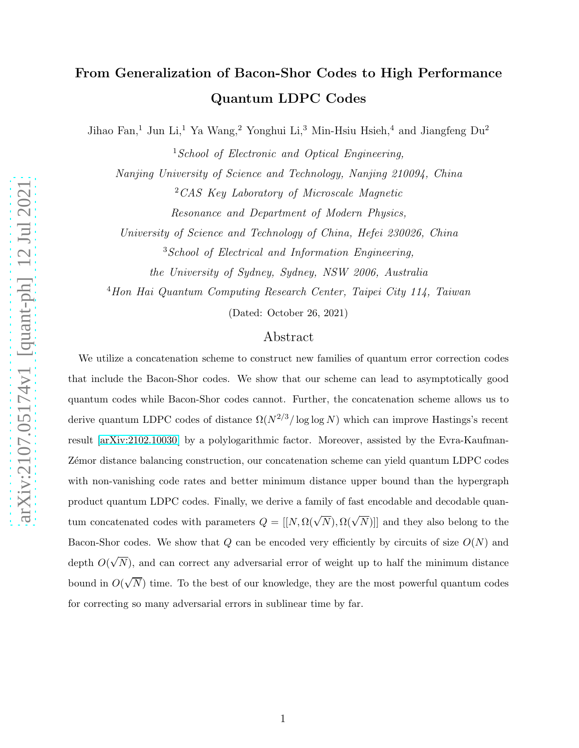# From Generalization of Bacon-Shor Codes to High Performance Quantum LDPC Codes

Jihao Fan,[1] Jun Li,[1] Ya Wang,[2] Yonghui Li,[3] Min-Hsiu Hsieh,[4] and Jiangfeng Du[2]

[1] *School of Electronic and Optical Engineering, Nanjing University of Science and Technology, Nanjing 210094, China*

[2] *CAS Key Laboratory of Microscale Magnetic Resonance and Department of Modern Physics, University of Science and Technology of China, Hefei 230026, China*

[3] *School of Electrical and Information Engineering, the University of Sydney, Sydney, NSW 2006, Australia*

[4] *Hon Hai Quantum Computing Research Center, Taipei City 114, Taiwan*

(Dated: October 26, 2021)

## Abstract

We utilize a concatenation scheme to construct new families of quantum error correction codes that include the Bacon-Shor codes. We show that our scheme can lead to asymptotically good quantum codes while Bacon-Shor codes cannot. Further, the concatenation scheme allows us to derive quantum LDPC codes of distance $\Omega(N^{2/3}/\log\log N)$ which can improve Hastings's recent result [arXiv:2102.10030] by a polylogarithmic factor. Moreover, assisted by the Evra-Kaufman-Zémor distance balancing construction, our concatenation scheme can yield quantum LDPC codes with non-vanishing code rates and better minimum distance upper bound than the hypergraph product quantum LDPC codes. Finally, we derive a family of fast encodable and decodable quantum concatenated codes with parameters $Q = [[N, \Omega(\sqrt{N}), \Omega(\sqrt{N})]]$ and they also belong to the Bacon-Shor codes. We show that $Q$ can be encoded very efficiently by circuits of size $O(N)$ and depth $O(\sqrt{N})$, and can correct any adversarial error of weight up to half the minimum distance bound in $O(\sqrt{N})$ time. To the best of our knowledge, they are the most powerful quantum codes for correcting so many adversarial errors in sublinear time by far.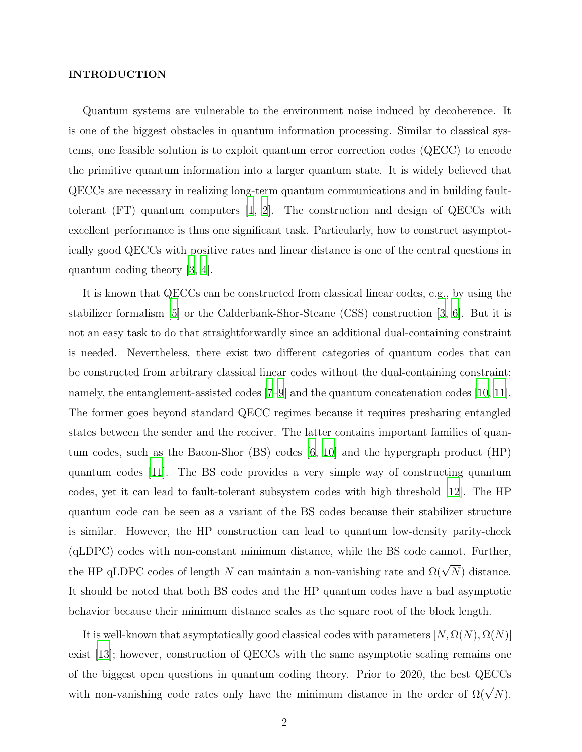## INTRODUCTION

Quantum systems are vulnerable to the environment noise induced by decoherence. It is one of the biggest obstacles in quantum information processing. Similar to classical systems, one feasible solution is to exploit quantum error correction codes (QECC) to encode the primitive quantum information into a larger quantum state. It is widely believed that QECCs are necessary in realizing long-term quantum communications and in building fault-tolerant (FT) quantum computers [1, 2]. The construction and design of QECCs with excellent performance is thus one significant task. Particularly, how to construct asymptotically good QECCs with positive rates and linear distance is one of the central questions in quantum coding theory [3, 4].

It is known that QECCs can be constructed from classical linear codes, e.g., by using the stabilizer formalism [5] or the Calderbank-Shor-Steane (CSS) construction [3, 6]. But it is not an easy task to do that straightforwardly since an additional dual-containing constraint is needed. Nevertheless, there exist two different categories of quantum codes that can be constructed from arbitrary classical linear codes without the dual-containing constraint; namely, the entanglement-assisted codes [7–9] and the quantum concatenation codes [10, 11]. The former goes beyond standard QECC regimes because it requires presharing entangled states between the sender and the receiver. The latter contains important families of quantum codes, such as the Bacon-Shor (BS) codes [6, 10] and the hypergraph product (HP) quantum codes [11]. The BS code provides a very simple way of constructing quantum codes, yet it can lead to fault-tolerant subsystem codes with high threshold [12]. The HP quantum code can be seen as a variant of the BS codes because their stabilizer structure is similar. However, the HP construction can lead to quantum low-density parity-check (qLDPC) codes with non-constant minimum distance, while the BS code cannot. Further, the HP qLDPC codes of length $N$ can maintain a non-vanishing rate and $\Omega(\sqrt{N})$ distance. It should be noted that both BS codes and the HP quantum codes have a bad asymptotic behavior because their minimum distance scales as the square root of the block length.

It is well-known that asymptotically good classical codes with parameters $[N, \Omega(N), \Omega(N)]$ exist [13]; however, construction of QECCs with the same asymptotic scaling remains one of the biggest open questions in quantum coding theory. Prior to 2020, the best QECCs with non-vanishing code rates only have the minimum distance in the order of $\Omega(\sqrt{N})$.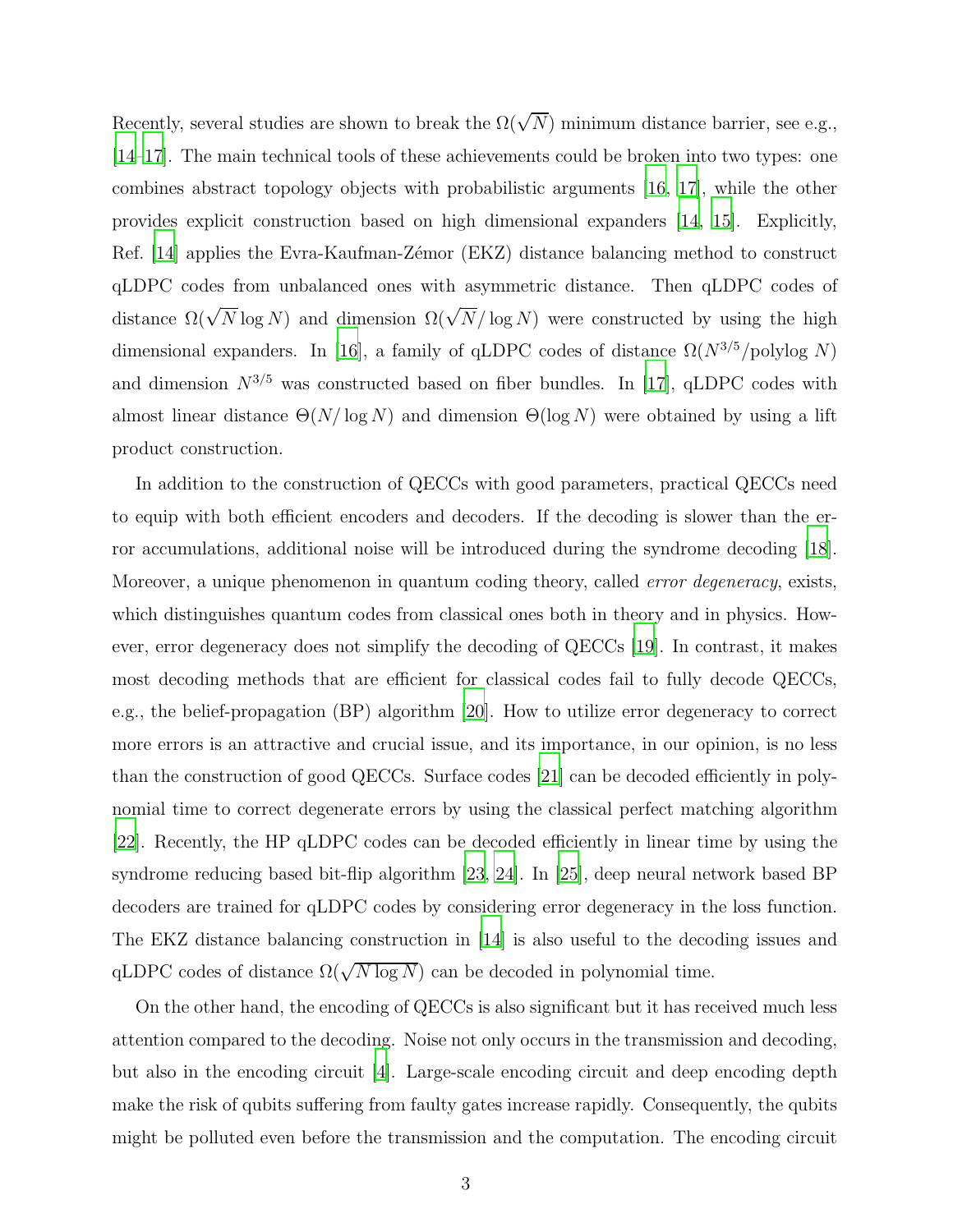Recently, several studies are shown to break the $\Omega(\sqrt{N})$ minimum distance barrier, see e.g., [14–17]. The main technical tools of these achievements could be broken into two types: one combines abstract topology objects with probabilistic arguments [16, 17], while the other provides explicit construction based on high dimensional expanders [14, 15]. Explicitly, Ref. [14] applies the Evra-Kaufman-Zémor (EKZ) distance balancing method to construct qLDPC codes from unbalanced ones with asymmetric distance. Then qLDPC codes of distance $\Omega(\sqrt{N}\log N)$ and dimension $\Omega(\sqrt{N}/\log N)$ were constructed by using the high dimensional expanders. In [16], a family of qLDPC codes of distance $\Omega(N^{3/5}/\text{polylog } N)$ and dimension $N^{3/5}$ was constructed based on fiber bundles. In [17], qLDPC codes with almost linear distance $\Theta(N/\log N)$ and dimension $\Theta(\log N)$ were obtained by using a lift product construction.

In addition to the construction of QECCs with good parameters, practical QECCs need to equip with both efficient encoders and decoders. If the decoding is slower than the error accumulations, additional noise will be introduced during the syndrome decoding [18]. Moreover, a unique phenomenon in quantum coding theory, called *error degeneracy*, exists, which distinguishes quantum codes from classical ones both in theory and in physics. However, error degeneracy does not simplify the decoding of QECCs [19]. In contrast, it makes most decoding methods that are efficient for classical codes fail to fully decode QECCs, e.g., the belief-propagation (BP) algorithm [20]. How to utilize error degeneracy to correct more errors is an attractive and crucial issue, and its importance, in our opinion, is no less than the construction of good QECCs. Surface codes [21] can be decoded efficiently in polynomial time to correct degenerate errors by using the classical perfect matching algorithm [22]. Recently, the HP qLDPC codes can be decoded efficiently in linear time by using the syndrome reducing based bit-flip algorithm [23, 24]. In [25], deep neural network based BP decoders are trained for qLDPC codes by considering error degeneracy in the loss function. The EKZ distance balancing construction in [14] is also useful to the decoding issues and qLDPC codes of distance $\Omega(\sqrt{N\log N})$ can be decoded in polynomial time.

On the other hand, the encoding of QECCs is also significant but it has received much less attention compared to the decoding. Noise not only occurs in the transmission and decoding, but also in the encoding circuit [4]. Large-scale encoding circuit and deep encoding depth make the risk of qubits suffering from faulty gates increase rapidly. Consequently, the qubits might be polluted even before the transmission and the computation. The encoding circuit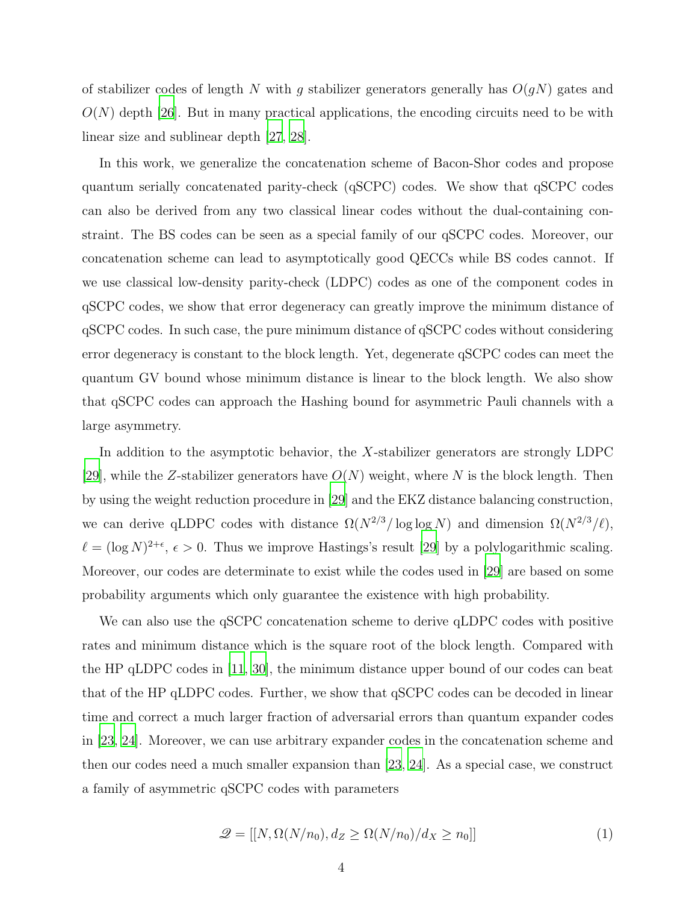of stabilizer codes of length $N$ with $g$ stabilizer generators generally has $O(gN)$ gates and $O(N)$ depth [26]. But in many practical applications, the encoding circuits need to be with linear size and sublinear depth [27, 28].

In this work, we generalize the concatenation scheme of Bacon-Shor codes and propose quantum serially concatenated parity-check (qSCPC) codes. We show that qSCPC codes can also be derived from any two classical linear codes without the dual-containing constraint. The BS codes can be seen as a special family of our qSCPC codes. Moreover, our concatenation scheme can lead to asymptotically good QECCs while BS codes cannot. If we use classical low-density parity-check (LDPC) codes as one of the component codes in qSCPC codes, we show that error degeneracy can greatly improve the minimum distance of qSCPC codes. In such case, the pure minimum distance of qSCPC codes without considering error degeneracy is constant to the block length. Yet, degenerate qSCPC codes can meet the quantum GV bound whose minimum distance is linear to the block length. We also show that qSCPC codes can approach the Hashing bound for asymmetric Pauli channels with a large asymmetry.

In addition to the asymptotic behavior, the $X$-stabilizer generators are strongly LDPC [29], while the $Z$-stabilizer generators have $O(N)$ weight, where $N$ is the block length. Then by using the weight reduction procedure in [29] and the EKZ distance balancing construction, we can derive qLDPC codes with distance $\Omega(N^{2/3}/\log\log N)$ and dimension $\Omega(N^{2/3}/\ell)$, $\ell = (\log N)^{2+\epsilon}$, $\epsilon > 0$. Thus we improve Hastings's result [29] by a polylogarithmic scaling. Moreover, our codes are determinate to exist while the codes used in [29] are based on some probability arguments which only guarantee the existence with high probability.

We can also use the qSCPC concatenation scheme to derive qLDPC codes with positive rates and minimum distance which is the square root of the block length. Compared with the HP qLDPC codes in [11, 30], the minimum distance upper bound of our codes can beat that of the HP qLDPC codes. Further, we show that qSCPC codes can be decoded in linear time and correct a much larger fraction of adversarial errors than quantum expander codes in [23, 24]. Moreover, we can use arbitrary expander codes in the concatenation scheme and then our codes need a much smaller expansion than [23, 24]. As a special case, we construct a family of asymmetric qSCPC codes with parameters

$$\mathscr{Q} = [[N, \Omega(N/n_0), d_Z \geq \Omega(N/n_0)/d_X \geq n_0]] \tag{1}$$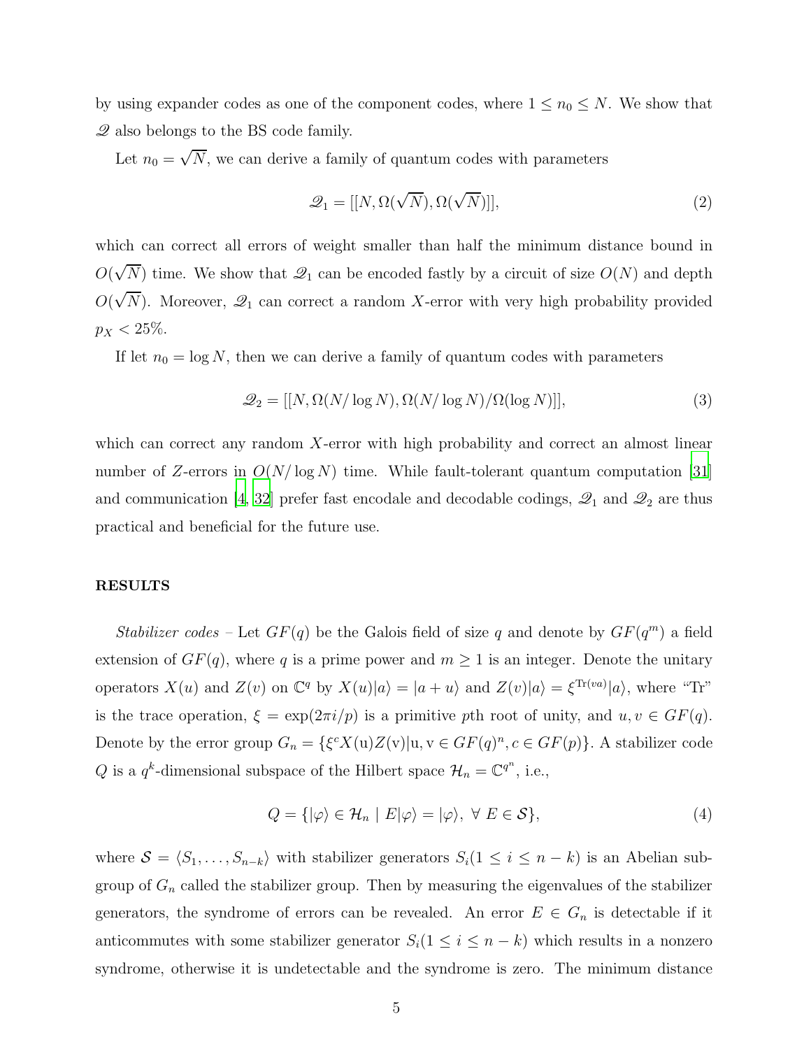by using expander codes as one of the component codes, where $1 \leq n_0 \leq N$. We show that $\mathscr{Q}$ also belongs to the BS code family.

Let $n_0 = \sqrt{N}$, we can derive a family of quantum codes with parameters

$$\mathscr{Q}_1 = [[N, \Omega(\sqrt{N}), \Omega(\sqrt{N})]], \tag{2}$$

which can correct all errors of weight smaller than half the minimum distance bound in $O(\sqrt{N})$ time. We show that $\mathscr{Q}_1$ can be encoded fastly by a circuit of size $O(N)$ and depth $O(\sqrt{N})$. Moreover, $\mathscr{Q}_1$ can correct a random $X$-error with very high probability provided $p_X < 25\%$.

If let $n_0 = \log N$, then we can derive a family of quantum codes with parameters

$$\mathscr{Q}_2 = [[N, \Omega(N/\log N), \Omega(N/\log N)/\Omega(\log N)]], \tag{3}$$

which can correct any random $X$-error with high probability and correct an almost linear number of $Z$-errors in $O(N/\log N)$ time. While fault-tolerant quantum computation [31] and communication [4, 32] prefer fast encodale and decodable codings, $\mathscr{Q}_1$ and $\mathscr{Q}_2$ are thus practical and beneficial for the future use.

## RESULTS

*Stabilizer codes* – Let $GF(q)$ be the Galois field of size $q$ and denote by $GF(q^m)$ a field extension of $GF(q)$, where $q$ is a prime power and $m \geq 1$ is an integer. Denote the unitary operators $X(u)$ and $Z(v)$ on $\mathbb{C}^q$ by $X(u)|a\rangle = |a+u\rangle$ and $Z(v)|a\rangle = \xi^{\mathrm{Tr}(va)}|a\rangle$, where "Tr" is the trace operation, $\xi = \exp(2\pi i/p)$ is a primitive $p$th root of unity, and $u, v \in GF(q)$. Denote by the error group $G_n = \{\xi^c X(\mathrm{u})Z(\mathrm{v}) | \mathrm{u}, \mathrm{v} \in GF(q)^n, c \in GF(p)\}$. A stabilizer code $Q$ is a $q^k$-dimensional subspace of the Hilbert space $\mathcal{H}_n = \mathbb{C}^{q^n}$, i.e.,

$$Q = \{|\varphi\rangle \in \mathcal{H}_n \mid E|\varphi\rangle = |\varphi\rangle, \ \forall \ E \in \mathcal{S}\}, \tag{4}$$

where $\mathcal{S} = \langle S_1, \ldots, S_{n-k}\rangle$ with stabilizer generators $S_i (1 \leq i \leq n-k)$ is an Abelian subgroup of $G_n$ called the stabilizer group. Then by measuring the eigenvalues of the stabilizer generators, the syndrome of errors can be revealed. An error $E \in G_n$ is detectable if it anticommutes with some stabilizer generator $S_i (1 \leq i \leq n-k)$ which results in a nonzero syndrome, otherwise it is undetectable and the syndrome is zero. The minimum distance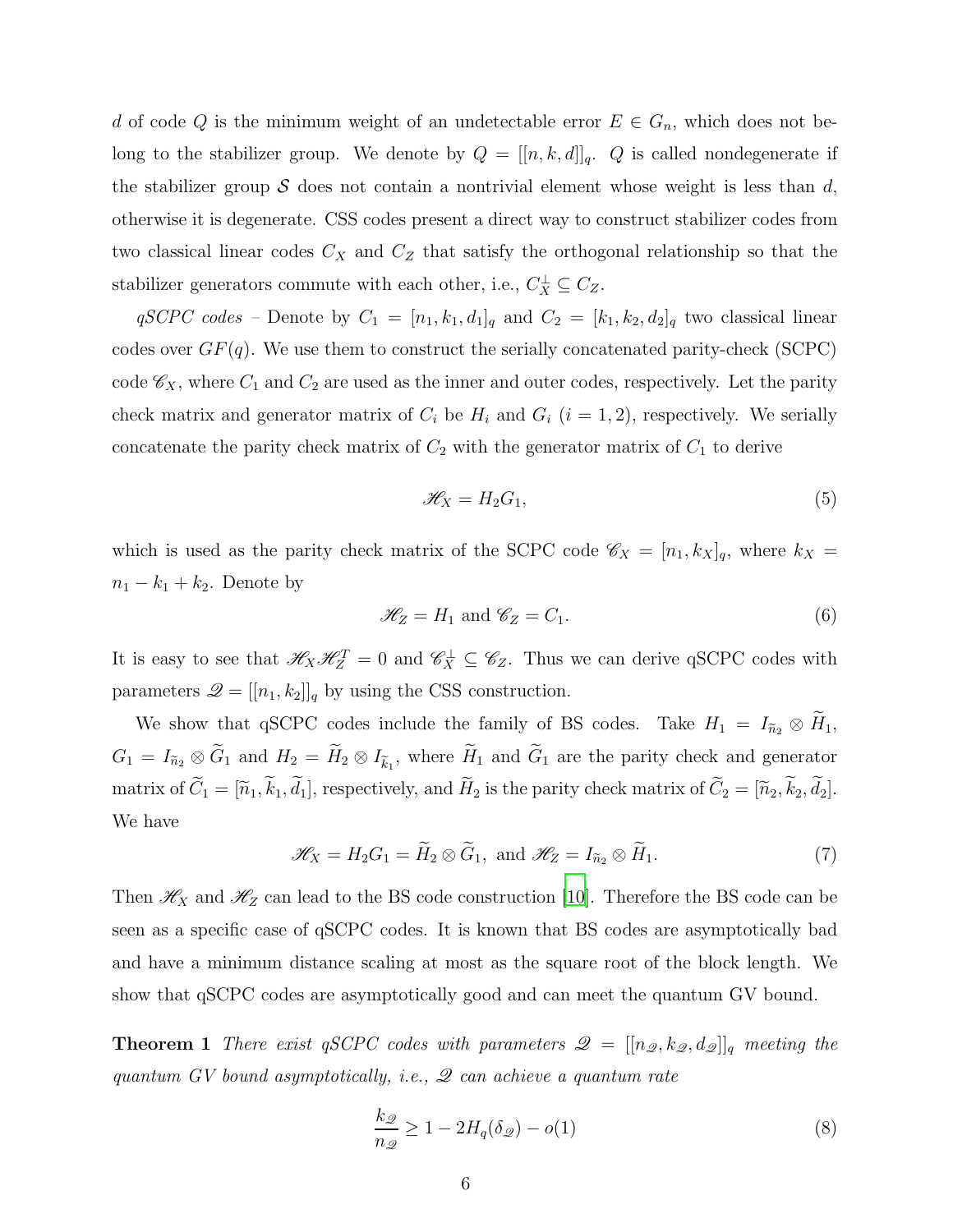$d$ of code $Q$ is the minimum weight of an undetectable error $E \in G_n$, which does not belong to the stabilizer group. We denote by $Q = [[n, k, d]]_q$. $Q$ is called nondegenerate if the stabilizer group $\mathcal{S}$ does not contain a nontrivial element whose weight is less than $d$, otherwise it is degenerate. CSS codes present a direct way to construct stabilizer codes from two classical linear codes $C_X$ and $C_Z$ that satisfy the orthogonal relationship so that the stabilizer generators commute with each other, i.e., $C_X^{\perp} \subseteq C_Z$.

*qSCPC codes* – Denote by $C_1 = [n_1, k_1, d_1]_q$ and $C_2 = [k_1, k_2, d_2]_q$ two classical linear codes over $GF(q)$. We use them to construct the serially concatenated parity-check (SCPC) code $\mathscr{C}_X$, where $C_1$ and $C_2$ are used as the inner and outer codes, respectively. Let the parity check matrix and generator matrix of $C_i$ be $H_i$ and $G_i$ $(i = 1, 2)$, respectively. We serially concatenate the parity check matrix of $C_2$ with the generator matrix of $C_1$ to derive

$$\mathscr{H}_X = H_2 G_1, \tag{5}$$

which is used as the parity check matrix of the SCPC code $\mathscr{C}_X = [n_1, k_X]_q$, where $k_X = n_1 - k_1 + k_2$. Denote by

$$\mathscr{H}_Z = H_1 \text{ and } \mathscr{C}_Z = C_1. \tag{6}$$

It is easy to see that $\mathscr{H}_X \mathscr{H}_Z^T = 0$ and $\mathscr{C}_X^{\perp} \subseteq \mathscr{C}_Z$. Thus we can derive qSCPC codes with parameters $\mathscr{Q} = [[n_1, k_2]]_q$ by using the CSS construction.

We show that qSCPC codes include the family of BS codes. Take $H_1 = I_{\widetilde{n}_2} \otimes \widetilde{H}_1$, $G_1 = I_{\widetilde{n}_2} \otimes \widetilde{G}_1$ and $H_2 = \widetilde{H}_2 \otimes I_{\widetilde{k}_1}$, where $\widetilde{H}_1$ and $\widetilde{G}_1$ are the parity check and generator matrix of $\widetilde{C}_1 = [\widetilde{n}_1, \widetilde{k}_1, \widetilde{d}_1]$, respectively, and $\widetilde{H}_2$ is the parity check matrix of $\widetilde{C}_2 = [\widetilde{n}_2, \widetilde{k}_2, \widetilde{d}_2]$. We have

$$\mathscr{H}_X = H_2 G_1 = \widetilde{H}_2 \otimes \widetilde{G}_1, \text{ and } \mathscr{H}_Z = I_{\widetilde{n}_2} \otimes \widetilde{H}_1. \tag{7}$$

Then $\mathscr{H}_X$ and $\mathscr{H}_Z$ can lead to the BS code construction [10]. Therefore the BS code can be seen as a specific case of qSCPC codes. It is known that BS codes are asymptotically bad and have a minimum distance scaling at most as the square root of the block length. We show that qSCPC codes are asymptotically good and can meet the quantum GV bound.

**Theorem 1** *There exist qSCPC codes with parameters $\mathscr{Q} = [[n_{\mathscr{Q}}, k_{\mathscr{Q}}, d_{\mathscr{Q}}]]_q$ meeting the quantum GV bound asymptotically, i.e., $\mathscr{Q}$ can achieve a quantum rate*

$$\frac{k_{\mathscr{Q}}}{n_{\mathscr{Q}}} \geq 1 - 2H_q(\delta_{\mathscr{Q}}) - o(1) \tag{8}$$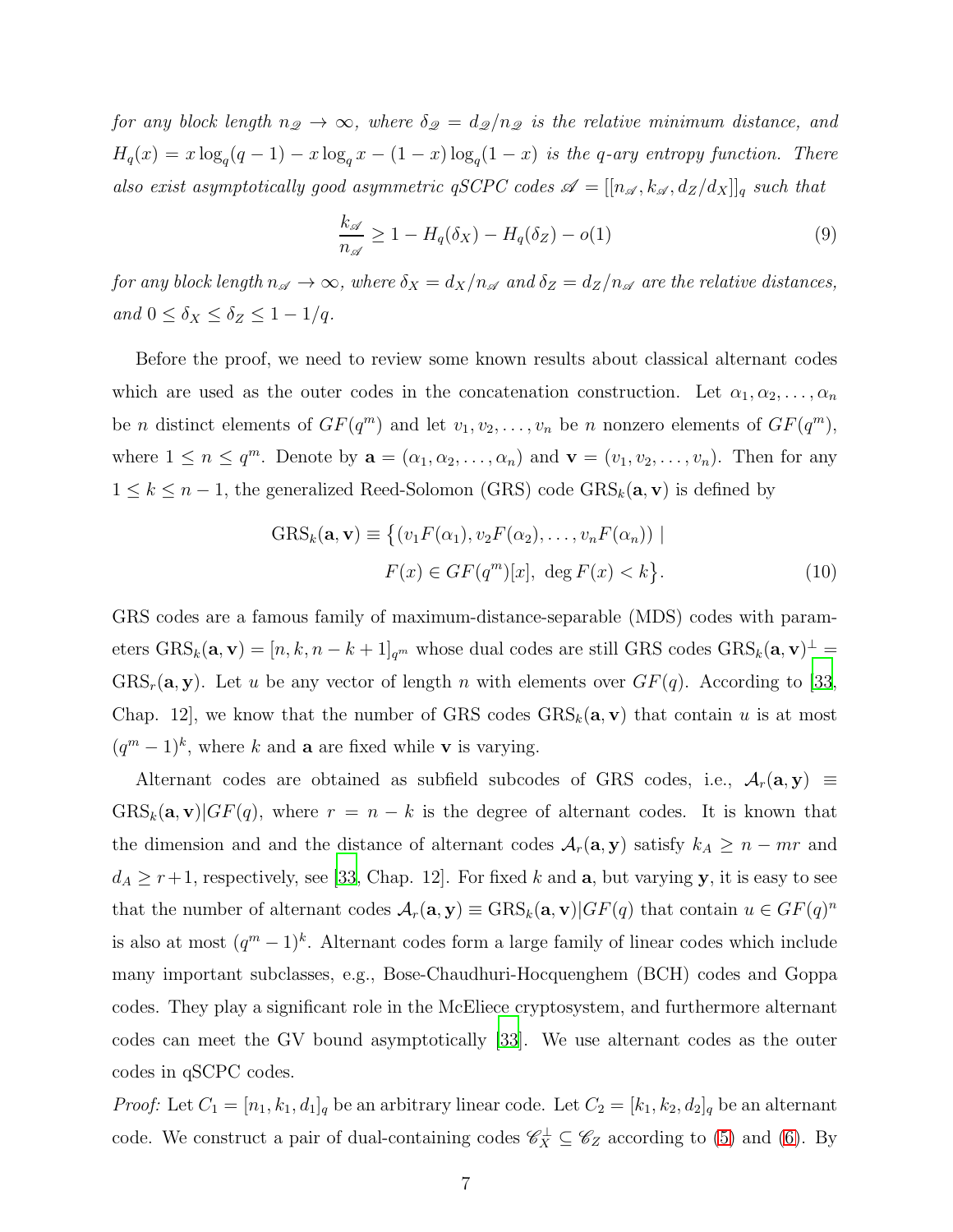*for any block length $n_{\mathscr{Q}} \to \infty$, where $\delta_{\mathscr{Q}} = d_{\mathscr{Q}}/n_{\mathscr{Q}}$ is the relative minimum distance, and $H_q(x) = x\log_q(q-1) - x\log_q x - (1-x)\log_q(1-x)$ is the q-ary entropy function. There also exist asymptotically good asymmetric qSCPC codes $\mathscr{A} = [[n_{\mathscr{A}}, k_{\mathscr{A}}, d_Z/d_X]]_q$ such that*

$$\frac{k_{\mathscr{A}}}{n_{\mathscr{A}}} \geq 1 - H_q(\delta_X) - H_q(\delta_Z) - o(1) \tag{9}$$

*for any block length $n_{\mathscr{A}} \to \infty$, where $\delta_X = d_X/n_{\mathscr{A}}$ and $\delta_Z = d_Z/n_{\mathscr{A}}$ are the relative distances, and $0 \leq \delta_X \leq \delta_Z \leq 1 - 1/q$.*

Before the proof, we need to review some known results about classical alternant codes which are used as the outer codes in the concatenation construction. Let $\alpha_1, \alpha_2, \ldots, \alpha_n$ be $n$ distinct elements of $GF(q^m)$ and let $v_1, v_2, \ldots, v_n$ be $n$ nonzero elements of $GF(q^m)$, where $1 \leq n \leq q^m$. Denote by $\mathbf{a} = (\alpha_1, \alpha_2, \ldots, \alpha_n)$ and $\mathbf{v} = (v_1, v_2, \ldots, v_n)$. Then for any $1 \leq k \leq n-1$, the generalized Reed-Solomon (GRS) code $\mathrm{GRS}_k(\mathbf{a}, \mathbf{v})$ is defined by

$$\begin{aligned}\mathrm{GRS}_k(\mathbf{a}, \mathbf{v}) \equiv \big\{&(v_1F(\alpha_1), v_2F(\alpha_2), \ldots, v_nF(\alpha_n)) \mid \\ &F(x) \in GF(q^m)[x],\ \deg F(x) < k\big\}.\end{aligned} \tag{10}$$

GRS codes are a famous family of maximum-distance-separable (MDS) codes with parameters $\mathrm{GRS}_k(\mathbf{a}, \mathbf{v}) = [n, k, n-k+1]_{q^m}$ whose dual codes are still GRS codes $\mathrm{GRS}_k(\mathbf{a}, \mathbf{v})^\perp = \mathrm{GRS}_r(\mathbf{a}, \mathbf{y})$. Let $u$ be any vector of length $n$ with elements over $GF(q)$. According to [33, Chap. 12], we know that the number of GRS codes $\mathrm{GRS}_k(\mathbf{a}, \mathbf{v})$ that contain $u$ is at most $(q^m - 1)^k$, where $k$ and $\mathbf{a}$ are fixed while $\mathbf{v}$ is varying.

Alternant codes are obtained as subfield subcodes of GRS codes, i.e., $\mathcal{A}_r(\mathbf{a}, \mathbf{y}) \equiv \mathrm{GRS}_k(\mathbf{a}, \mathbf{v})|GF(q)$, where $r = n - k$ is the degree of alternant codes. It is known that the dimension and and the distance of alternant codes $\mathcal{A}_r(\mathbf{a}, \mathbf{y})$ satisfy $k_A \geq n - mr$ and $d_A \geq r+1$, respectively, see [33, Chap. 12]. For fixed $k$ and $\mathbf{a}$, but varying $\mathbf{y}$, it is easy to see that the number of alternant codes $\mathcal{A}_r(\mathbf{a}, \mathbf{y}) \equiv \mathrm{GRS}_k(\mathbf{a}, \mathbf{v})|GF(q)$ that contain $u \in GF(q)^n$ is also at most $(q^m - 1)^k$. Alternant codes form a large family of linear codes which include many important subclasses, e.g., Bose-Chaudhuri-Hocquenghem (BCH) codes and Goppa codes. They play a significant role in the McEliece cryptosystem, and furthermore alternant codes can meet the GV bound asymptotically [33]. We use alternant codes as the outer codes in qSCPC codes.

*Proof:* Let $C_1 = [n_1, k_1, d_1]_q$ be an arbitrary linear code. Let $C_2 = [k_1, k_2, d_2]_q$ be an alternant code. We construct a pair of dual-containing codes $\mathscr{C}_X^\perp \subseteq \mathscr{C}_Z$ according to (5) and (6). By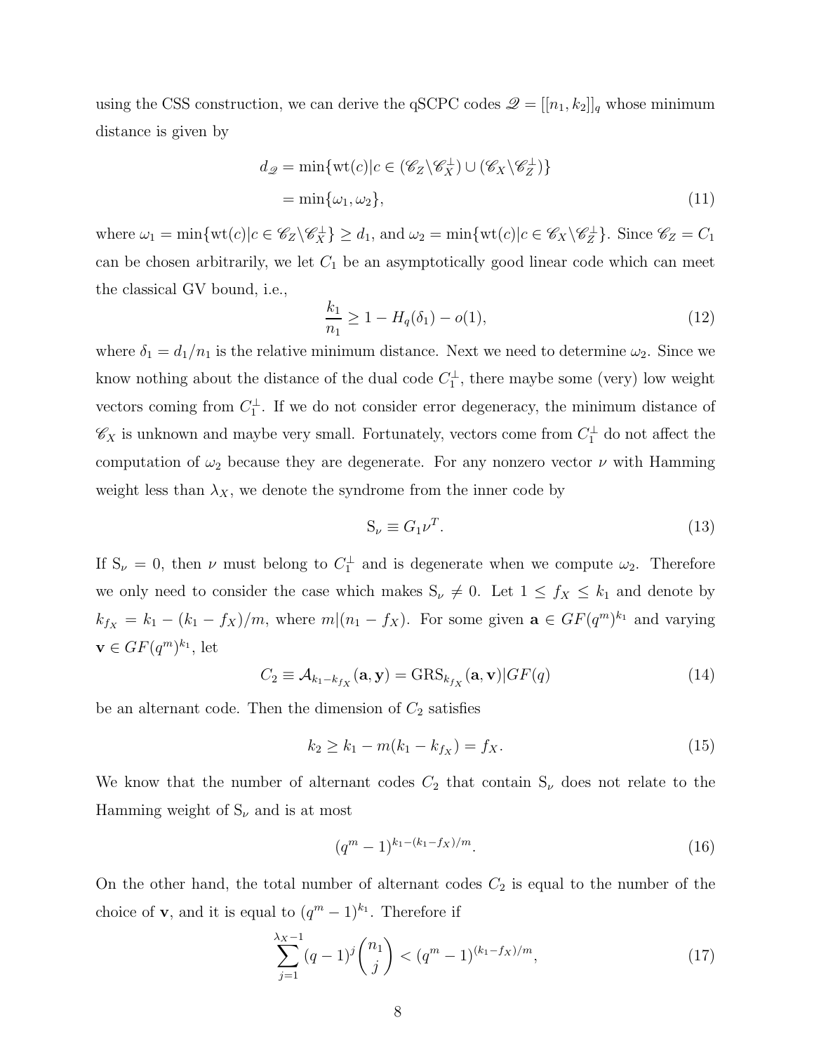using the CSS construction, we can derive the qSCPC codes $\mathscr{Q} = [[n_1, k_2]]_q$ whose minimum distance is given by

$$
\begin{aligned}
d_{\mathscr{Q}} &= \min\{\mathrm{wt}(c) | c \in (\mathscr{C}_Z \backslash \mathscr{C}_X^{\perp}) \cup (\mathscr{C}_X \backslash \mathscr{C}_Z^{\perp})\} \\
&= \min\{\omega_1, \omega_2\}, \qquad (11)
\end{aligned}
$$

where $\omega_1 = \min\{\mathrm{wt}(c) | c \in \mathscr{C}_Z \backslash \mathscr{C}_X^{\perp}\} \geq d_1$, and $\omega_2 = \min\{\mathrm{wt}(c) | c \in \mathscr{C}_X \backslash \mathscr{C}_Z^{\perp}\}$. Since $\mathscr{C}_Z = C_1$ can be chosen arbitrarily, we let $C_1$ be an asymptotically good linear code which can meet the classical GV bound, i.e.,

$$
\frac{k_1}{n_1} \geq 1 - H_q(\delta_1) - o(1), \qquad (12)
$$

where $\delta_1 = d_1/n_1$ is the relative minimum distance. Next we need to determine $\omega_2$. Since we know nothing about the distance of the dual code $C_1^{\perp}$, there maybe some (very) low weight vectors coming from $C_1^{\perp}$. If we do not consider error degeneracy, the minimum distance of $\mathscr{C}_X$ is unknown and maybe very small. Fortunately, vectors come from $C_1^{\perp}$ do not affect the computation of $\omega_2$ because they are degenerate. For any nonzero vector $\nu$ with Hamming weight less than $\lambda_X$, we denote the syndrome from the inner code by

$$
\mathrm{S}_{\nu} \equiv G_1 \nu^T. \qquad (13)
$$

If $\mathrm{S}_{\nu} = 0$, then $\nu$ must belong to $C_1^{\perp}$ and is degenerate when we compute $\omega_2$. Therefore we only need to consider the case which makes $\mathrm{S}_{\nu} \neq 0$. Let $1 \leq f_X \leq k_1$ and denote by $k_{f_X} = k_1 - (k_1 - f_X)/m$, where $m | (n_1 - f_X)$. For some given $\mathbf{a} \in GF(q^m)^{k_1}$ and varying $\mathbf{v} \in GF(q^m)^{k_1}$, let

$$
C_2 \equiv \mathcal{A}_{k_1 - k_{f_X}}(\mathbf{a}, \mathbf{y}) = \mathrm{GRS}_{k_{f_X}}(\mathbf{a}, \mathbf{v}) | GF(q) \qquad (14)
$$

be an alternant code. Then the dimension of $C_2$ satisfies

$$
k_2 \geq k_1 - m(k_1 - k_{f_X}) = f_X. \qquad (15)
$$

We know that the number of alternant codes $C_2$ that contain $\mathrm{S}_{\nu}$ does not relate to the Hamming weight of $\mathrm{S}_{\nu}$ and is at most

$$
(q^m - 1)^{k_1 - (k_1 - f_X)/m}. \qquad (16)
$$

On the other hand, the total number of alternant codes $C_2$ is equal to the number of the choice of $\mathbf{v}$, and it is equal to $(q^m - 1)^{k_1}$. Therefore if

$$
\sum_{j=1}^{\lambda_X - 1} (q-1)^j \binom{n_1}{j} < (q^m - 1)^{(k_1 - f_X)/m}, \qquad (17)
$$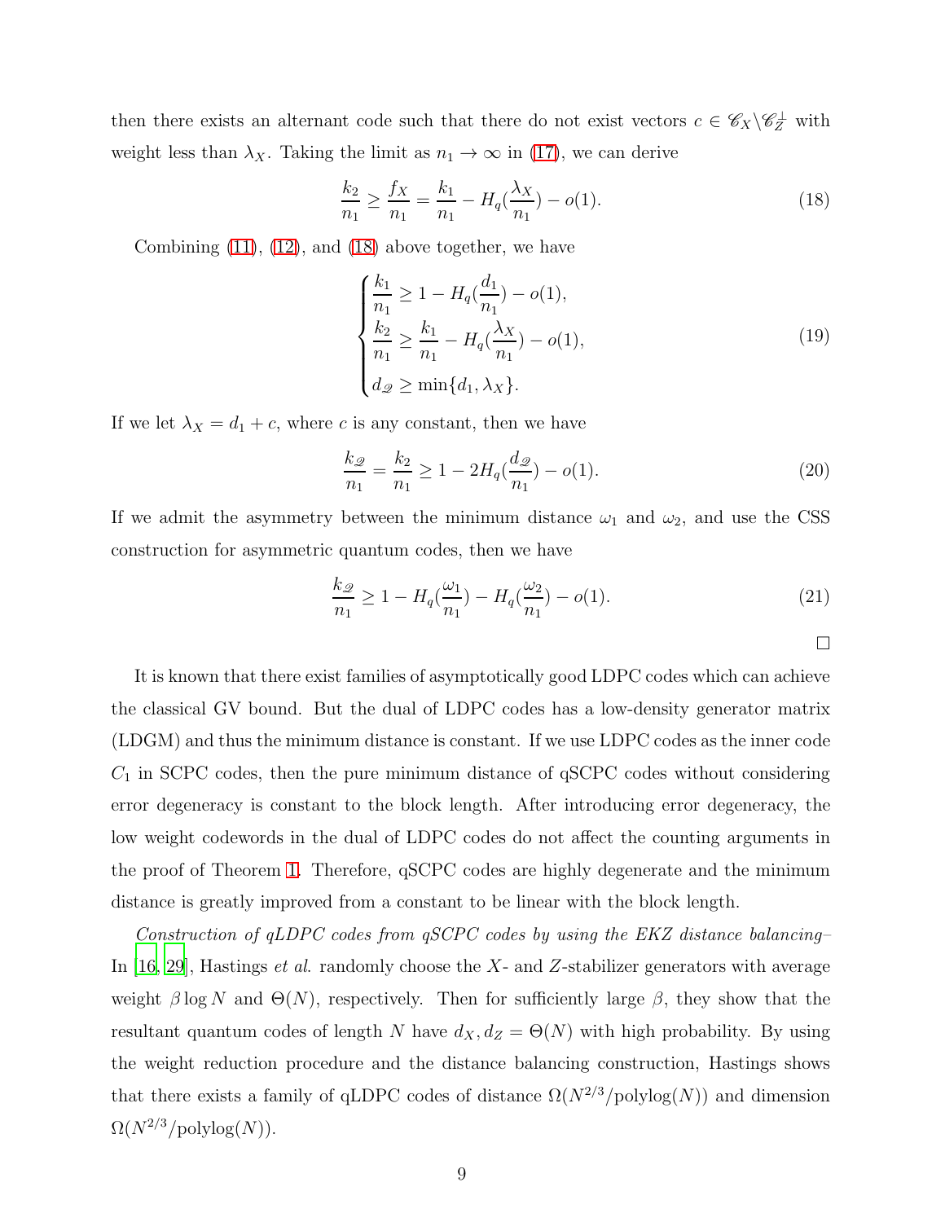then there exists an alternant code such that there do not exist vectors $c \in \mathscr{C}_X \backslash \mathscr{C}_Z^{\perp}$ with weight less than $\lambda_X$. Taking the limit as $n_1 \to \infty$ in (17), we can derive

$$\frac{k_2}{n_1} \geq \frac{f_X}{n_1} = \frac{k_1}{n_1} - H_q(\frac{\lambda_X}{n_1}) - o(1). \tag{18}$$

Combining (11), (12), and (18) above together, we have

$$\begin{cases} \dfrac{k_1}{n_1} \geq 1 - H_q(\dfrac{d_1}{n_1}) - o(1), \\ \dfrac{k_2}{n_1} \geq \dfrac{k_1}{n_1} - H_q(\dfrac{\lambda_X}{n_1}) - o(1), \\ d_{\mathscr{Q}} \geq \min\{d_1, \lambda_X\}. \end{cases} \tag{19}$$

If we let $\lambda_X = d_1 + c$, where $c$ is any constant, then we have

$$\frac{k_{\mathscr{Q}}}{n_1} = \frac{k_2}{n_1} \geq 1 - 2H_q(\frac{d_{\mathscr{Q}}}{n_1}) - o(1). \tag{20}$$

If we admit the asymmetry between the minimum distance $\omega_1$ and $\omega_2$, and use the CSS construction for asymmetric quantum codes, then we have

$$\frac{k_{\mathscr{Q}}}{n_1} \geq 1 - H_q(\frac{\omega_1}{n_1}) - H_q(\frac{\omega_2}{n_1}) - o(1). \tag{21}$$

□

It is known that there exist families of asymptotically good LDPC codes which can achieve the classical GV bound. But the dual of LDPC codes has a low-density generator matrix (LDGM) and thus the minimum distance is constant. If we use LDPC codes as the inner code $C_1$ in SCPC codes, then the pure minimum distance of qSCPC codes without considering error degeneracy is constant to the block length. After introducing error degeneracy, the low weight codewords in the dual of LDPC codes do not affect the counting arguments in the proof of Theorem 1. Therefore, qSCPC codes are highly degenerate and the minimum distance is greatly improved from a constant to be linear with the block length.

*Construction of qLDPC codes from qSCPC codes by using the EKZ distance balancing*– In [16, 29], Hastings *et al.* randomly choose the $X$- and $Z$-stabilizer generators with average weight $\beta \log N$ and $\Theta(N)$, respectively. Then for sufficiently large $\beta$, they show that the resultant quantum codes of length $N$ have $d_X, d_Z = \Theta(N)$ with high probability. By using the weight reduction procedure and the distance balancing construction, Hastings shows that there exists a family of qLDPC codes of distance $\Omega(N^{2/3}/\text{polylog}(N))$ and dimension $\Omega(N^{2/3}/\text{polylog}(N))$.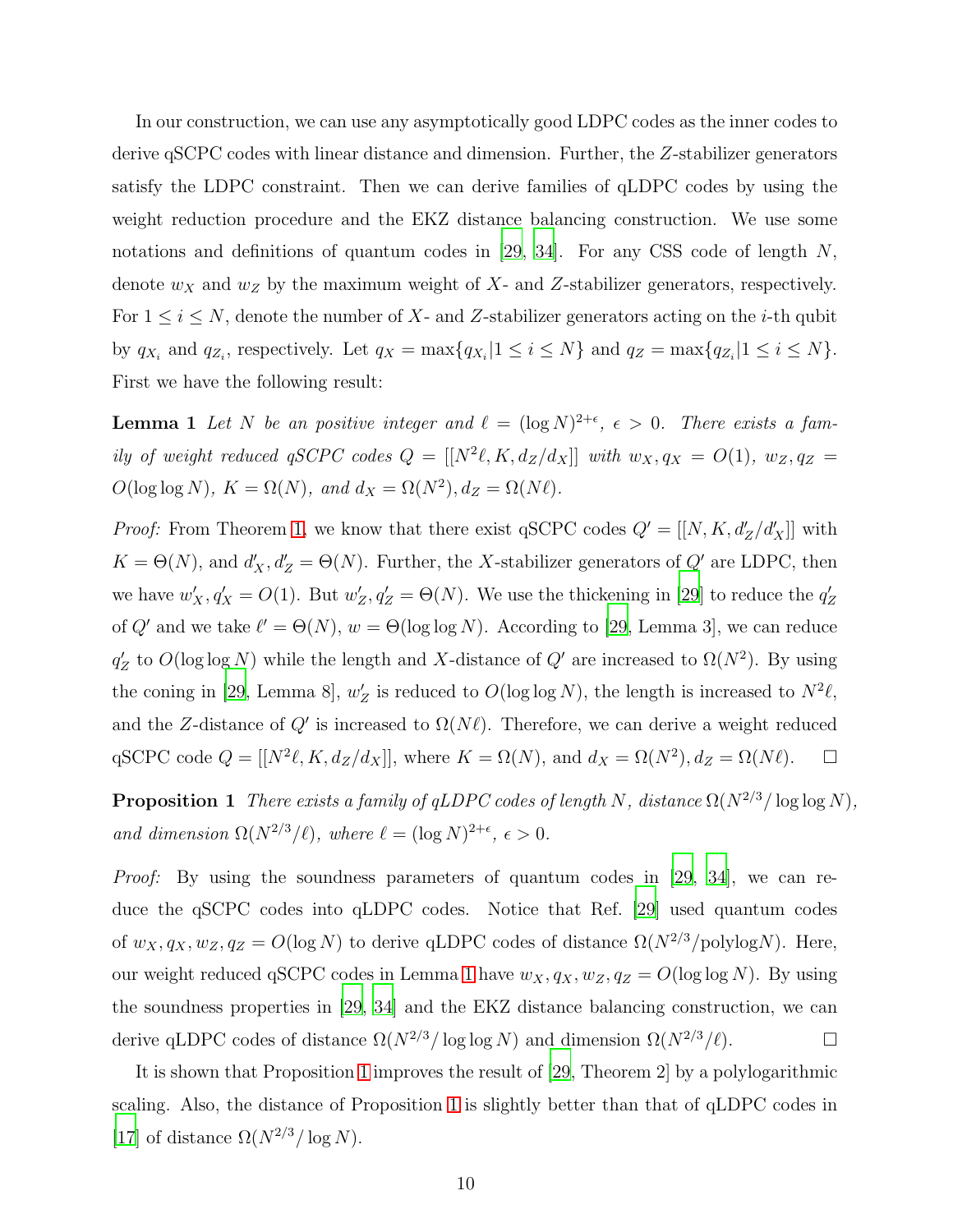In our construction, we can use any asymptotically good LDPC codes as the inner codes to derive qSCPC codes with linear distance and dimension. Further, the $Z$-stabilizer generators satisfy the LDPC constraint. Then we can derive families of qLDPC codes by using the weight reduction procedure and the EKZ distance balancing construction. We use some notations and definitions of quantum codes in [29, 34]. For any CSS code of length $N$, denote $w_X$ and $w_Z$ by the maximum weight of $X$- and $Z$-stabilizer generators, respectively. For $1 \leq i \leq N$, denote the number of $X$- and $Z$-stabilizer generators acting on the $i$-th qubit by $q_{X_i}$ and $q_{Z_i}$, respectively. Let $q_X = \max\{q_{X_i} | 1 \leq i \leq N\}$ and $q_Z = \max\{q_{Z_i} | 1 \leq i \leq N\}$. First we have the following result:

**Lemma 1** *Let $N$ be an positive integer and $\ell = (\log N)^{2+\epsilon}$, $\epsilon > 0$. There exists a family of weight reduced qSCPC codes $Q = [[N^2\ell, K, d_Z/d_X]]$ with $w_X, q_X = O(1)$, $w_Z, q_Z = O(\log\log N)$, $K = \Omega(N)$, and $d_X = \Omega(N^2), d_Z = \Omega(N\ell)$.*

*Proof:* From Theorem 1, we know that there exist qSCPC codes $Q' = [[N, K, d'_Z/d'_X]]$ with $K = \Theta(N)$, and $d'_X, d'_Z = \Theta(N)$. Further, the $X$-stabilizer generators of $Q'$ are LDPC, then we have $w'_X, q'_X = O(1)$. But $w'_Z, q'_Z = \Theta(N)$. We use the thickening in [29] to reduce the $q'_Z$ of $Q'$ and we take $\ell' = \Theta(N)$, $w = \Theta(\log\log N)$. According to [29, Lemma 3], we can reduce $q'_Z$ to $O(\log\log N)$ while the length and $X$-distance of $Q'$ are increased to $\Omega(N^2)$. By using the coning in [29, Lemma 8], $w'_Z$ is reduced to $O(\log\log N)$, the length is increased to $N^2\ell$, and the $Z$-distance of $Q'$ is increased to $\Omega(N\ell)$. Therefore, we can derive a weight reduced qSCPC code $Q = [[N^2\ell, K, d_Z/d_X]]$, where $K = \Omega(N)$, and $d_X = \Omega(N^2), d_Z = \Omega(N\ell)$. $\square$

**Proposition 1** *There exists a family of qLDPC codes of length $N$, distance $\Omega(N^{2/3}/\log\log N)$, and dimension $\Omega(N^{2/3}/\ell)$, where $\ell = (\log N)^{2+\epsilon}$, $\epsilon > 0$.*

*Proof:* By using the soundness parameters of quantum codes in [29, 34], we can reduce the qSCPC codes into qLDPC codes. Notice that Ref. [29] used quantum codes of $w_X, q_X, w_Z, q_Z = O(\log N)$ to derive qLDPC codes of distance $\Omega(N^{2/3}/\text{polylog}N)$. Here, our weight reduced qSCPC codes in Lemma 1 have $w_X, q_X, w_Z, q_Z = O(\log\log N)$. By using the soundness properties in [29, 34] and the EKZ distance balancing construction, we can derive qLDPC codes of distance $\Omega(N^{2/3}/\log\log N)$ and dimension $\Omega(N^{2/3}/\ell)$. $\square$

It is shown that Proposition 1 improves the result of [29, Theorem 2] by a polylogarithmic scaling. Also, the distance of Proposition 1 is slightly better than that of qLDPC codes in [17] of distance $\Omega(N^{2/3}/\log N)$.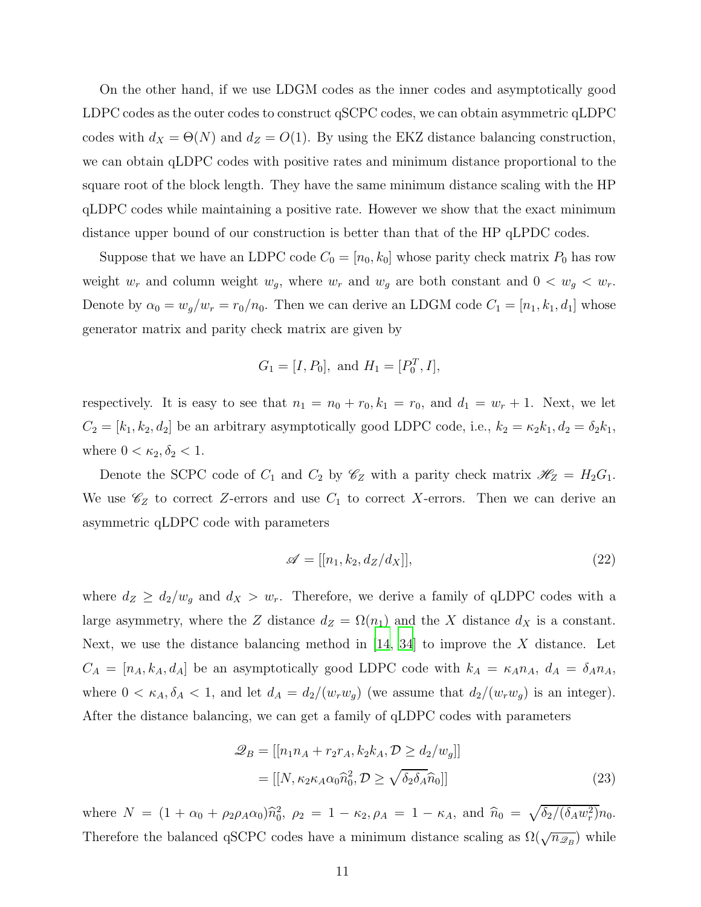On the other hand, if we use LDGM codes as the inner codes and asymptotically good LDPC codes as the outer codes to construct qSCPC codes, we can obtain asymmetric qLDPC codes with $d_X = \Theta(N)$ and $d_Z = O(1)$. By using the EKZ distance balancing construction, we can obtain qLDPC codes with positive rates and minimum distance proportional to the square root of the block length. They have the same minimum distance scaling with the HP qLDPC codes while maintaining a positive rate. However we show that the exact minimum distance upper bound of our construction is better than that of the HP qLPDC codes.

Suppose that we have an LDPC code $C_0 = [n_0, k_0]$ whose parity check matrix $P_0$ has row weight $w_r$ and column weight $w_g$, where $w_r$ and $w_g$ are both constant and $0 < w_g < w_r$. Denote by $\alpha_0 = w_g/w_r = r_0/n_0$. Then we can derive an LDGM code $C_1 = [n_1, k_1, d_1]$ whose generator matrix and parity check matrix are given by

$$G_1 = [I, P_0], \text{ and } H_1 = [P_0^T, I],$$

respectively. It is easy to see that $n_1 = n_0 + r_0, k_1 = r_0$, and $d_1 = w_r + 1$. Next, we let $C_2 = [k_1, k_2, d_2]$ be an arbitrary asymptotically good LDPC code, i.e., $k_2 = \kappa_2 k_1, d_2 = \delta_2 k_1$, where $0 < \kappa_2, \delta_2 < 1$.

Denote the SCPC code of $C_1$ and $C_2$ by $\mathscr{C}_Z$ with a parity check matrix $\mathscr{H}_Z = H_2 G_1$. We use $\mathscr{C}_Z$ to correct $Z$-errors and use $C_1$ to correct $X$-errors. Then we can derive an asymmetric qLDPC code with parameters

$$\mathscr{A} = [[n_1, k_2, d_Z/d_X]], \tag{22}$$

where $d_Z \geq d_2/w_g$ and $d_X > w_r$. Therefore, we derive a family of qLDPC codes with a large asymmetry, where the $Z$ distance $d_Z = \Omega(n_1)$ and the $X$ distance $d_X$ is a constant. Next, we use the distance balancing method in [14, 34] to improve the $X$ distance. Let $C_A = [n_A, k_A, d_A]$ be an asymptotically good LDPC code with $k_A = \kappa_A n_A$, $d_A = \delta_A n_A$, where $0 < \kappa_A, \delta_A < 1$, and let $d_A = d_2/(w_r w_g)$ (we assume that $d_2/(w_r w_g)$ is an integer). After the distance balancing, we can get a family of qLDPC codes with parameters

$$\begin{aligned}
\mathscr{Q}_B &= [[n_1 n_A + r_2 r_A, k_2 k_A, \mathcal{D} \geq d_2/w_g]] \\
&= [[N, \kappa_2 \kappa_A \alpha_0 \widehat{n}_0^2, \mathcal{D} \geq \sqrt{\delta_2 \delta_A} \widehat{n}_0]]
\end{aligned} \tag{23}$$

where $N = (1 + \alpha_0 + \rho_2 \rho_A \alpha_0)\widehat{n}_0^2$, $\rho_2 = 1 - \kappa_2, \rho_A = 1 - \kappa_A$, and $\widehat{n}_0 = \sqrt{\delta_2/(\delta_A w_r^2)} n_0$. Therefore the balanced qSCPC codes have a minimum distance scaling as $\Omega(\sqrt{n_{\mathscr{Q}_B}})$ while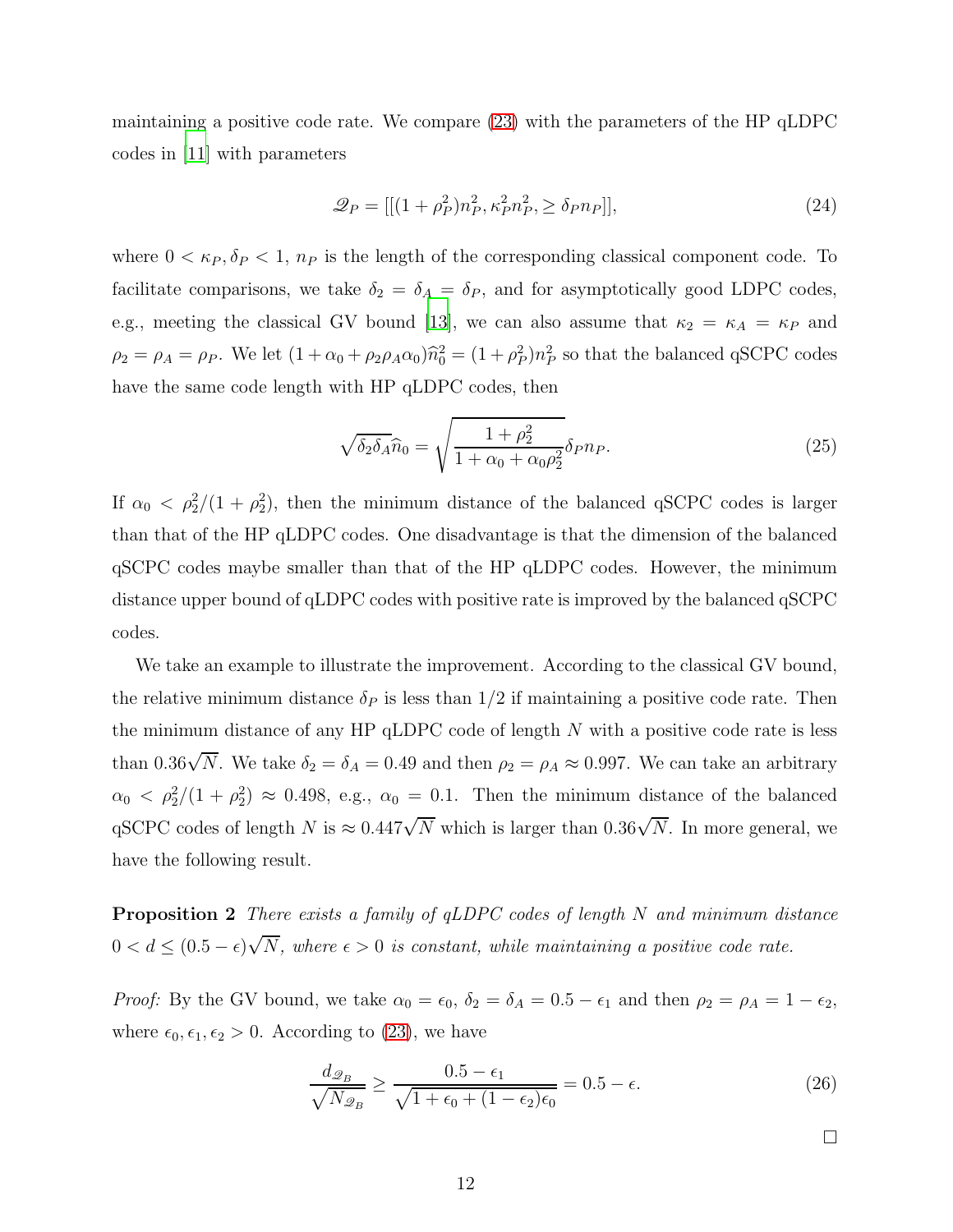maintaining a positive code rate. We compare (23) with the parameters of the HP qLDPC codes in [11] with parameters

$$\mathscr{Q}_P = [[(1+\rho_P^2)n_P^2, \kappa_P^2 n_P^2, \geq \delta_P n_P]], \tag{24}$$

where $0 < \kappa_P, \delta_P < 1$, $n_P$ is the length of the corresponding classical component code. To facilitate comparisons, we take $\delta_2 = \delta_A = \delta_P$, and for asymptotically good LDPC codes, e.g., meeting the classical GV bound [13], we can also assume that $\kappa_2 = \kappa_A = \kappa_P$ and $\rho_2 = \rho_A = \rho_P$. We let $(1+\alpha_0+\rho_2\rho_A\alpha_0)\widehat{n}_0^2 = (1+\rho_P^2)n_P^2$ so that the balanced qSCPC codes have the same code length with HP qLDPC codes, then

$$\sqrt{\delta_2\delta_A}\widehat{n}_0 = \sqrt{\frac{1+\rho_2^2}{1+\alpha_0+\alpha_0\rho_2^2}}\delta_P n_P. \tag{25}$$

If $\alpha_0 < \rho_2^2/(1+\rho_2^2)$, then the minimum distance of the balanced qSCPC codes is larger than that of the HP qLDPC codes. One disadvantage is that the dimension of the balanced qSCPC codes maybe smaller than that of the HP qLDPC codes. However, the minimum distance upper bound of qLDPC codes with positive rate is improved by the balanced qSCPC codes.

We take an example to illustrate the improvement. According to the classical GV bound, the relative minimum distance $\delta_P$ is less than $1/2$ if maintaining a positive code rate. Then the minimum distance of any HP qLDPC code of length $N$ with a positive code rate is less than $0.36\sqrt{N}$. We take $\delta_2 = \delta_A = 0.49$ and then $\rho_2 = \rho_A \approx 0.997$. We can take an arbitrary $\alpha_0 < \rho_2^2/(1+\rho_2^2) \approx 0.498$, e.g., $\alpha_0 = 0.1$. Then the minimum distance of the balanced qSCPC codes of length $N$ is $\approx 0.447\sqrt{N}$ which is larger than $0.36\sqrt{N}$. In more general, we have the following result.

**Proposition 2** *There exists a family of qLDPC codes of length $N$ and minimum distance $0 < d \leq (0.5-\epsilon)\sqrt{N}$, where $\epsilon > 0$ is constant, while maintaining a positive code rate.*

*Proof:* By the GV bound, we take $\alpha_0 = \epsilon_0$, $\delta_2 = \delta_A = 0.5 - \epsilon_1$ and then $\rho_2 = \rho_A = 1 - \epsilon_2$, where $\epsilon_0, \epsilon_1, \epsilon_2 > 0$. According to (23), we have

$$\frac{d_{\mathscr{Q}_B}}{\sqrt{N_{\mathscr{Q}_B}}} \geq \frac{0.5-\epsilon_1}{\sqrt{1+\epsilon_0+(1-\epsilon_2)\epsilon_0}} = 0.5 - \epsilon. \tag{26}$$

□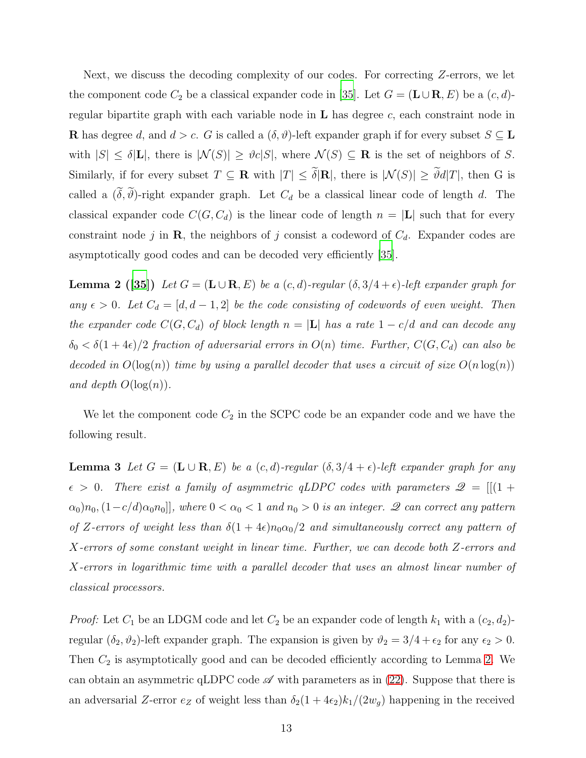Next, we discuss the decoding complexity of our codes. For correcting $Z$-errors, we let the component code $C_2$ be a classical expander code in [35]. Let $G = (\mathbf{L} \cup \mathbf{R}, E)$ be a $(c, d)$-regular bipartite graph with each variable node in $\mathbf{L}$ has degree $c$, each constraint node in $\mathbf{R}$ has degree $d$, and $d > c$. $G$ is called a $(\delta, \vartheta)$-left expander graph if for every subset $S \subseteq \mathbf{L}$ with $|S| \leq \delta|\mathbf{L}|$, there is $|\mathcal{N}(S)| \geq \vartheta c|S|$, where $\mathcal{N}(S) \subseteq \mathbf{R}$ is the set of neighbors of $S$. Similarly, if for every subset $T \subseteq \mathbf{R}$ with $|T| \leq \widetilde{\delta}|\mathbf{R}|$, there is $|\mathcal{N}(S)| \geq \widetilde{\vartheta} d|T|$, then G is called a $(\widetilde{\delta}, \widetilde{\vartheta})$-right expander graph. Let $C_d$ be a classical linear code of length $d$. The classical expander code $C(G, C_d)$ is the linear code of length $n = |\mathbf{L}|$ such that for every constraint node $j$ in $\mathbf{R}$, the neighbors of $j$ consist a codeword of $C_d$. Expander codes are asymptotically good codes and can be decoded very efficiently [35].

**Lemma 2 ([35])** *Let $G = (\mathbf{L} \cup \mathbf{R}, E)$ be a $(c, d)$-regular $(\delta, 3/4 + \epsilon)$-left expander graph for any $\epsilon > 0$. Let $C_d = [d, d-1, 2]$ be the code consisting of codewords of even weight. Then the expander code $C(G, C_d)$ of block length $n = |\mathbf{L}|$ has a rate $1 - c/d$ and can decode any $\delta_0 < \delta(1 + 4\epsilon)/2$ fraction of adversarial errors in $O(n)$ time. Further, $C(G, C_d)$ can also be decoded in $O(\log(n))$ time by using a parallel decoder that uses a circuit of size $O(n\log(n))$ and depth $O(\log(n))$.*

We let the component code $C_2$ in the SCPC code be an expander code and we have the following result.

**Lemma 3** *Let $G = (\mathbf{L} \cup \mathbf{R}, E)$ be a $(c, d)$-regular $(\delta, 3/4 + \epsilon)$-left expander graph for any $\epsilon > 0$. There exist a family of asymmetric qLDPC codes with parameters $\mathscr{Q} = [[(1 + \alpha_0)n_0, (1 - c/d)\alpha_0 n_0]]$, where $0 < \alpha_0 < 1$ and $n_0 > 0$ is an integer. $\mathscr{Q}$ can correct any pattern of $Z$-errors of weight less than $\delta(1 + 4\epsilon)n_0\alpha_0/2$ and simultaneously correct any pattern of $X$-errors of some constant weight in linear time. Further, we can decode both $Z$-errors and $X$-errors in logarithmic time with a parallel decoder that uses an almost linear number of classical processors.*

*Proof:* Let $C_1$ be an LDGM code and let $C_2$ be an expander code of length $k_1$ with a $(c_2, d_2)$-regular $(\delta_2, \vartheta_2)$-left expander graph. The expansion is given by $\vartheta_2 = 3/4 + \epsilon_2$ for any $\epsilon_2 > 0$. Then $C_2$ is asymptotically good and can be decoded efficiently according to Lemma 2. We can obtain an asymmetric qLDPC code $\mathscr{A}$ with parameters as in (22). Suppose that there is an adversarial $Z$-error $e_Z$ of weight less than $\delta_2(1 + 4\epsilon_2)k_1/(2w_g)$ happening in the received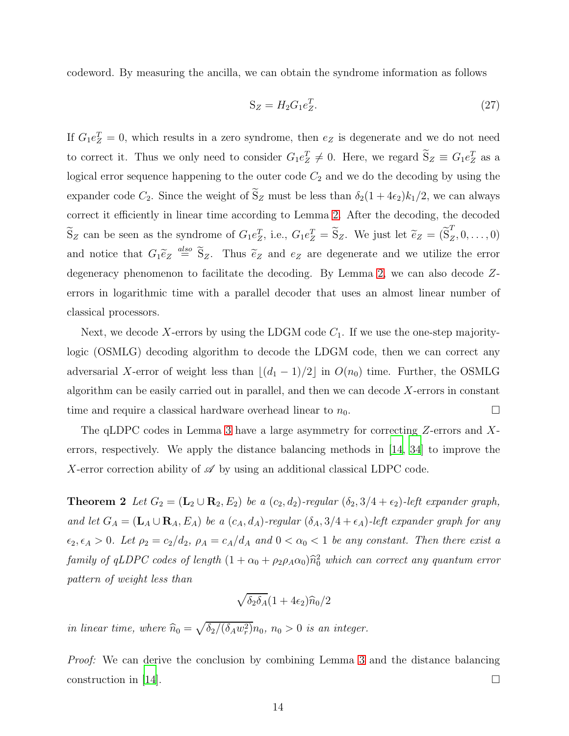codeword. By measuring the ancilla, we can obtain the syndrome information as follows

$$
\mathrm{S}_Z = H_2 G_1 e_Z^T. \tag{27}
$$

If $G_1 e_Z^T = 0$, which results in a zero syndrome, then $e_Z$ is degenerate and we do not need to correct it. Thus we only need to consider $G_1 e_Z^T \neq 0$. Here, we regard $\widetilde{\mathrm{S}}_Z \equiv G_1 e_Z^T$ as a logical error sequence happening to the outer code $C_2$ and we do the decoding by using the expander code $C_2$. Since the weight of $\widetilde{\mathrm{S}}_Z$ must be less than $\delta_2(1+4\epsilon_2)k_1/2$, we can always correct it efficiently in linear time according to Lemma 2. After the decoding, the decoded $\widetilde{\mathrm{S}}_Z$ can be seen as the syndrome of $G_1 e_Z^T$, i.e., $G_1 e_Z^T = \widetilde{\mathrm{S}}_Z$. We just let $\widetilde{e}_Z = (\widetilde{\mathrm{S}}_Z^T, 0, \ldots, 0)$ and notice that $G_1 \widetilde{e}_Z \overset{also}{=} \widetilde{\mathrm{S}}_Z$. Thus $\widetilde{e}_Z$ and $e_Z$ are degenerate and we utilize the error degeneracy phenomenon to facilitate the decoding. By Lemma 2, we can also decode $Z$-errors in logarithmic time with a parallel decoder that uses an almost linear number of classical processors.

Next, we decode $X$-errors by using the LDGM code $C_1$. If we use the one-step majority-logic (OSMLG) decoding algorithm to decode the LDGM code, then we can correct any adversarial $X$-error of weight less than $\lfloor (d_1-1)/2 \rfloor$ in $O(n_0)$ time. Further, the OSMLG algorithm can be easily carried out in parallel, and then we can decode $X$-errors in constant time and require a classical hardware overhead linear to $n_0$. □

The qLDPC codes in Lemma 3 have a large asymmetry for correcting $Z$-errors and $X$-errors, respectively. We apply the distance balancing methods in [14, 34] to improve the $X$-error correction ability of $\mathscr{A}$ by using an additional classical LDPC code.

**Theorem 2** *Let $G_2 = (\mathbf{L}_2 \cup \mathbf{R}_2, E_2)$ be a $(c_2, d_2)$-regular $(\delta_2, 3/4+\epsilon_2)$-left expander graph, and let $G_A = (\mathbf{L}_A \cup \mathbf{R}_A, E_A)$ be a $(c_A, d_A)$-regular $(\delta_A, 3/4+\epsilon_A)$-left expander graph for any $\epsilon_2, \epsilon_A > 0$. Let $\rho_2 = c_2/d_2$, $\rho_A = c_A/d_A$ and $0 < \alpha_0 < 1$ be any constant. Then there exist a family of qLDPC codes of length $(1+\alpha_0+\rho_2\rho_A\alpha_0)\widehat{n}_0^2$ which can correct any quantum error pattern of weight less than*

$$
\sqrt{\delta_2\delta_A}(1+4\epsilon_2)\widehat{n}_0/2
$$

*in linear time, where $\widehat{n}_0 = \sqrt{\delta_2/(\delta_A w_r^2)}n_0$, $n_0 > 0$ is an integer.*

*Proof:* We can derive the conclusion by combining Lemma 3 and the distance balancing construction in [14]. □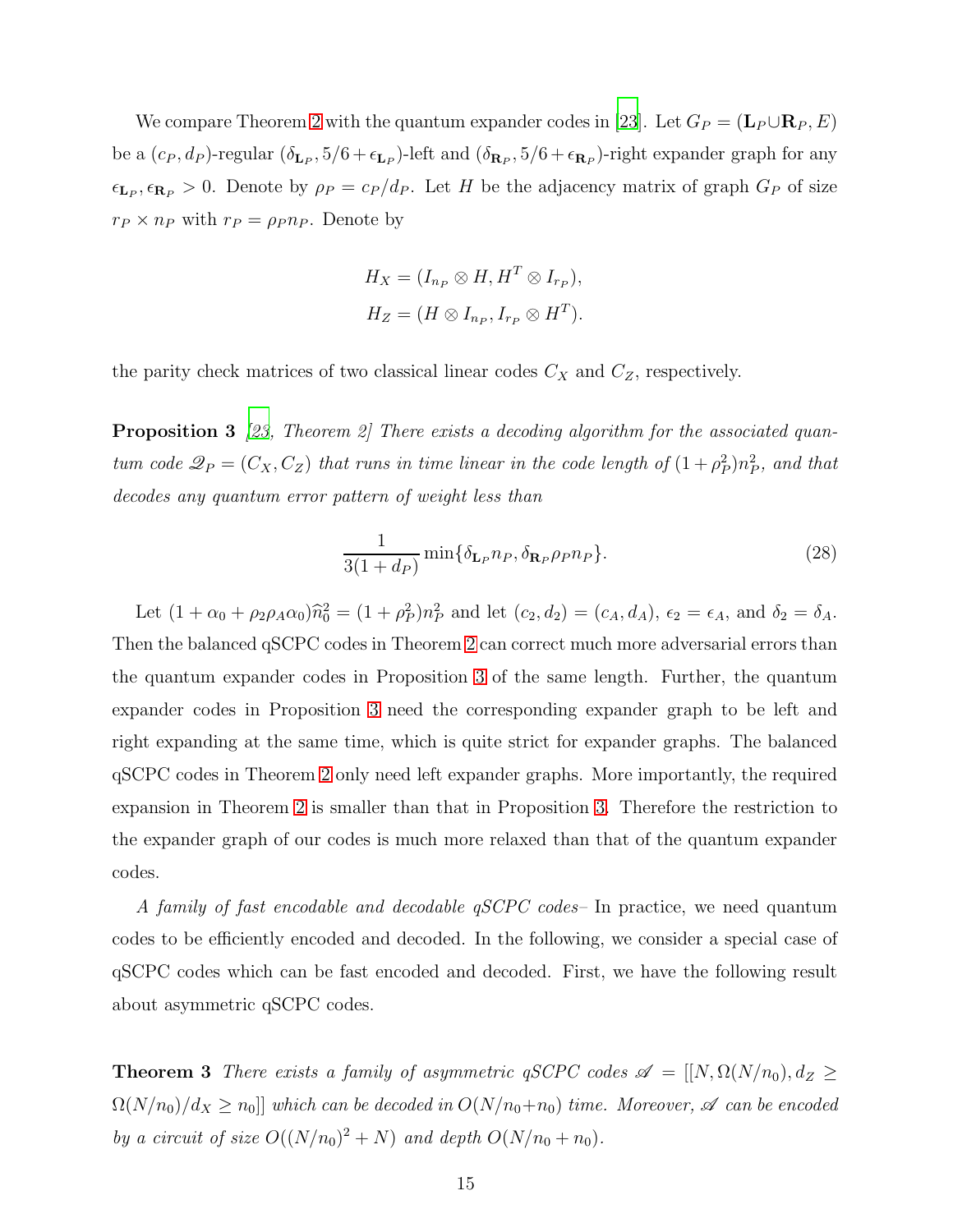We compare Theorem 2 with the quantum expander codes in [23]. Let $G_P = (\mathbf{L}_P \cup \mathbf{R}_P, E)$ be a $(c_P, d_P)$-regular $(\delta_{\mathbf{L}_P}, 5/6+\epsilon_{\mathbf{L}_P})$-left and $(\delta_{\mathbf{R}_P}, 5/6+\epsilon_{\mathbf{R}_P})$-right expander graph for any $\epsilon_{\mathbf{L}_P}, \epsilon_{\mathbf{R}_P} > 0$. Denote by $\rho_P = c_P/d_P$. Let $H$ be the adjacency matrix of graph $G_P$ of size $r_P \times n_P$ with $r_P = \rho_P n_P$. Denote by

$$
\begin{aligned}
H_X &= (I_{n_P} \otimes H, H^T \otimes I_{r_P}), \\
H_Z &= (H \otimes I_{n_P}, I_{r_P} \otimes H^T).
\end{aligned}
$$

the parity check matrices of two classical linear codes $C_X$ and $C_Z$, respectively.

**Proposition 3** *[23, Theorem 2] There exists a decoding algorithm for the associated quantum code $\mathscr{Q}_P = (C_X, C_Z)$ that runs in time linear in the code length of $(1+\rho_P^2)n_P^2$, and that decodes any quantum error pattern of weight less than*

$$
\frac{1}{3(1+d_P)} \min\{\delta_{\mathbf{L}_P} n_P, \delta_{\mathbf{R}_P} \rho_P n_P\}. \tag{28}
$$

Let $(1+\alpha_0+\rho_2\rho_A\alpha_0)\widehat{n}_0^2 = (1+\rho_P^2)n_P^2$ and let $(c_2, d_2) = (c_A, d_A)$, $\epsilon_2 = \epsilon_A$, and $\delta_2 = \delta_A$. Then the balanced qSCPC codes in Theorem 2 can correct much more adversarial errors than the quantum expander codes in Proposition 3 of the same length. Further, the quantum expander codes in Proposition 3 need the corresponding expander graph to be left and right expanding at the same time, which is quite strict for expander graphs. The balanced qSCPC codes in Theorem 2 only need left expander graphs. More importantly, the required expansion in Theorem 2 is smaller than that in Proposition 3. Therefore the restriction to the expander graph of our codes is much more relaxed than that of the quantum expander codes.

*A family of fast encodable and decodable qSCPC codes–* In practice, we need quantum codes to be efficiently encoded and decoded. In the following, we consider a special case of qSCPC codes which can be fast encoded and decoded. First, we have the following result about asymmetric qSCPC codes.

**Theorem 3** *There exists a family of asymmetric qSCPC codes $\mathscr{A} = [[N, \Omega(N/n_0), d_Z \geq \Omega(N/n_0)/d_X \geq n_0]]$ which can be decoded in $O(N/n_0 + n_0)$ time. Moreover, $\mathscr{A}$ can be encoded by a circuit of size $O((N/n_0)^2 + N)$ and depth $O(N/n_0 + n_0)$.*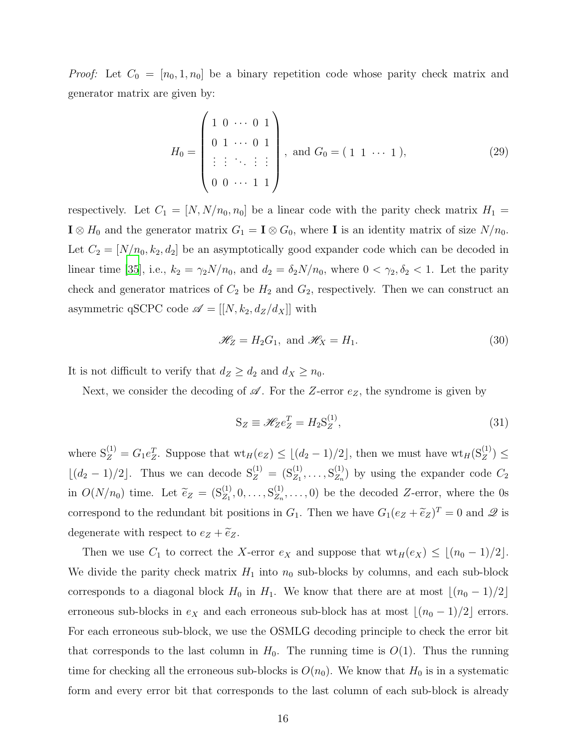*Proof:* Let $C_0 = [n_0, 1, n_0]$ be a binary repetition code whose parity check matrix and generator matrix are given by:

$$H_0 = \begin{pmatrix} 1 & 0 & \cdots & 0 & 1 \\ 0 & 1 & \cdots & 0 & 1 \\ \vdots & \vdots & \ddots & \vdots & \vdots \\ 0 & 0 & \cdots & 1 & 1 \end{pmatrix}, \text{ and } G_0 = (\, 1 \;\; 1 \;\; \cdots \;\; 1 \,), \tag{29}$$

respectively. Let $C_1 = [N, N/n_0, n_0]$ be a linear code with the parity check matrix $H_1 = \mathbf{I} \otimes H_0$ and the generator matrix $G_1 = \mathbf{I} \otimes G_0$, where $\mathbf{I}$ is an identity matrix of size $N/n_0$. Let $C_2 = [N/n_0, k_2, d_2]$ be an asymptotically good expander code which can be decoded in linear time [35], i.e., $k_2 = \gamma_2 N/n_0$, and $d_2 = \delta_2 N/n_0$, where $0 < \gamma_2, \delta_2 < 1$. Let the parity check and generator matrices of $C_2$ be $H_2$ and $G_2$, respectively. Then we can construct an asymmetric qSCPC code $\mathscr{A} = [[N, k_2, d_Z/d_X]]$ with

$$\mathscr{H}_Z = H_2 G_1, \text{ and } \mathscr{H}_X = H_1. \tag{30}$$

It is not difficult to verify that $d_Z \geq d_2$ and $d_X \geq n_0$.

Next, we consider the decoding of $\mathscr{A}$. For the $Z$-error $e_Z$, the syndrome is given by

$$\mathrm{S}_Z \equiv \mathscr{H}_Z e_Z^T = H_2 \mathrm{S}_Z^{(1)}, \tag{31}$$

where $\mathrm{S}_Z^{(1)} = G_1 e_Z^T$. Suppose that $\mathrm{wt}_H(e_Z) \leq \lfloor (d_2-1)/2 \rfloor$, then we must have $\mathrm{wt}_H(\mathrm{S}_Z^{(1)}) \leq \lfloor (d_2-1)/2 \rfloor$. Thus we can decode $\mathrm{S}_Z^{(1)} = (\mathrm{S}_{Z_1}^{(1)}, \ldots, \mathrm{S}_{Z_n}^{(1)})$ by using the expander code $C_2$ in $O(N/n_0)$ time. Let $\widetilde{e}_Z = (\mathrm{S}_{Z_1}^{(1)}, 0, \ldots, \mathrm{S}_{Z_n}^{(1)}, \ldots, 0)$ be the decoded $Z$-error, where the 0s correspond to the redundant bit positions in $G_1$. Then we have $G_1(e_Z + \widetilde{e}_Z)^T = 0$ and $\mathscr{Q}$ is degenerate with respect to $e_Z + \widetilde{e}_Z$.

Then we use $C_1$ to correct the $X$-error $e_X$ and suppose that $\mathrm{wt}_H(e_X) \leq \lfloor (n_0-1)/2 \rfloor$. We divide the parity check matrix $H_1$ into $n_0$ sub-blocks by columns, and each sub-block corresponds to a diagonal block $H_0$ in $H_1$. We know that there are at most $\lfloor (n_0-1)/2 \rfloor$ erroneous sub-blocks in $e_X$ and each erroneous sub-block has at most $\lfloor (n_0-1)/2 \rfloor$ errors. For each erroneous sub-block, we use the OSMLG decoding principle to check the error bit that corresponds to the last column in $H_0$. The running time is $O(1)$. Thus the running time for checking all the erroneous sub-blocks is $O(n_0)$. We know that $H_0$ is in a systematic form and every error bit that corresponds to the last column of each sub-block is already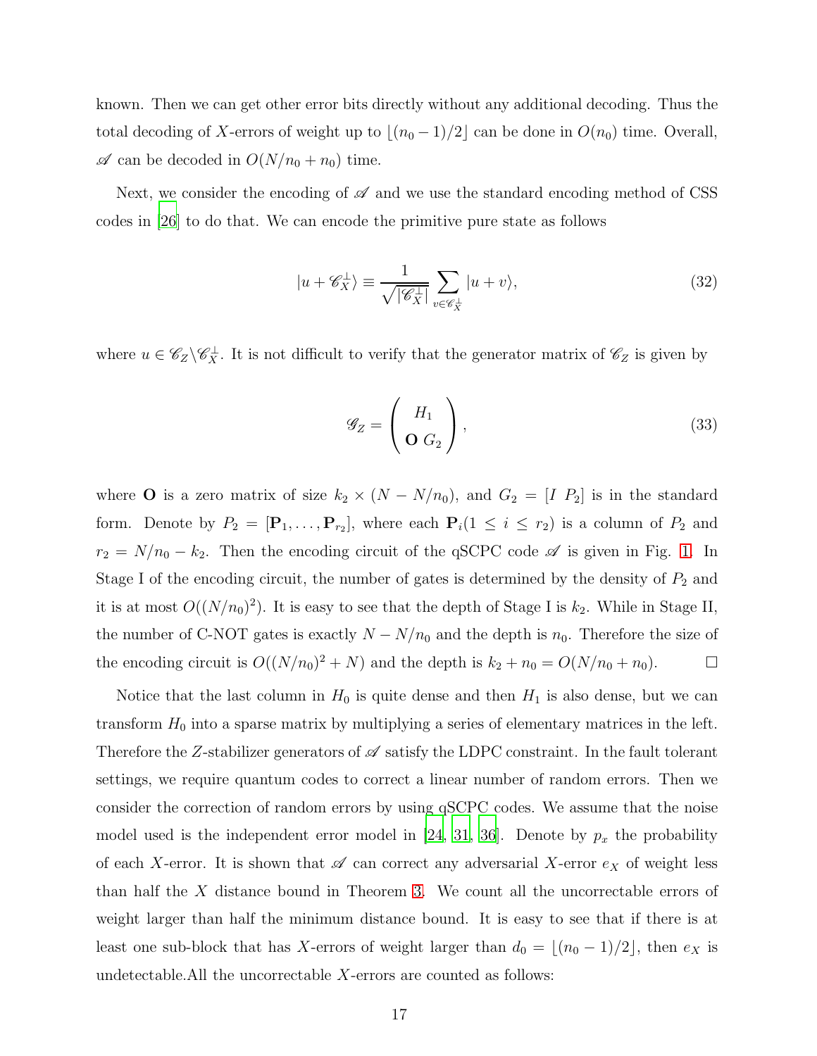known. Then we can get other error bits directly without any additional decoding. Thus the total decoding of $X$-errors of weight up to $\lfloor (n_0-1)/2 \rfloor$ can be done in $O(n_0)$ time. Overall, $\mathscr{A}$ can be decoded in $O(N/n_0+n_0)$ time.

Next, we consider the encoding of $\mathscr{A}$ and we use the standard encoding method of CSS codes in [26] to do that. We can encode the primitive pure state as follows

$$
|u+\mathscr{C}_X^{\perp}\rangle \equiv \frac{1}{\sqrt{|\mathscr{C}_X^{\perp}|}} \sum_{v\in\mathscr{C}_X^{\perp}} |u+v\rangle, \tag{32}
$$

where $u \in \mathscr{C}_Z \backslash \mathscr{C}_X^{\perp}$. It is not difficult to verify that the generator matrix of $\mathscr{C}_Z$ is given by

$$
\mathscr{G}_Z = \begin{pmatrix} H_1 \\ \mathbf{O}\ G_2 \end{pmatrix}, \tag{33}
$$

where $\mathbf{O}$ is a zero matrix of size $k_2 \times (N - N/n_0)$, and $G_2 = [I\ P_2]$ is in the standard form. Denote by $P_2 = [\mathbf{P}_1, \ldots, \mathbf{P}_{r_2}]$, where each $\mathbf{P}_i (1 \le i \le r_2)$ is a column of $P_2$ and $r_2 = N/n_0 - k_2$. Then the encoding circuit of the qSCPC code $\mathscr{A}$ is given in Fig. 1. In Stage I of the encoding circuit, the number of gates is determined by the density of $P_2$ and it is at most $O((N/n_0)^2)$. It is easy to see that the depth of Stage I is $k_2$. While in Stage II, the number of C-NOT gates is exactly $N - N/n_0$ and the depth is $n_0$. Therefore the size of the encoding circuit is $O((N/n_0)^2 + N)$ and the depth is $k_2 + n_0 = O(N/n_0 + n_0)$. □

Notice that the last column in $H_0$ is quite dense and then $H_1$ is also dense, but we can transform $H_0$ into a sparse matrix by multiplying a series of elementary matrices in the left. Therefore the $Z$-stabilizer generators of $\mathscr{A}$ satisfy the LDPC constraint. In the fault tolerant settings, we require quantum codes to correct a linear number of random errors. Then we consider the correction of random errors by using qSCPC codes. We assume that the noise model used is the independent error model in [24, 31, 36]. Denote by $p_x$ the probability of each $X$-error. It is shown that $\mathscr{A}$ can correct any adversarial $X$-error $e_X$ of weight less than half the $X$ distance bound in Theorem 3. We count all the uncorrectable errors of weight larger than half the minimum distance bound. It is easy to see that if there is at least one sub-block that has $X$-errors of weight larger than $d_0 = \lfloor (n_0-1)/2 \rfloor$, then $e_X$ is undetectable.All the uncorrectable $X$-errors are counted as follows: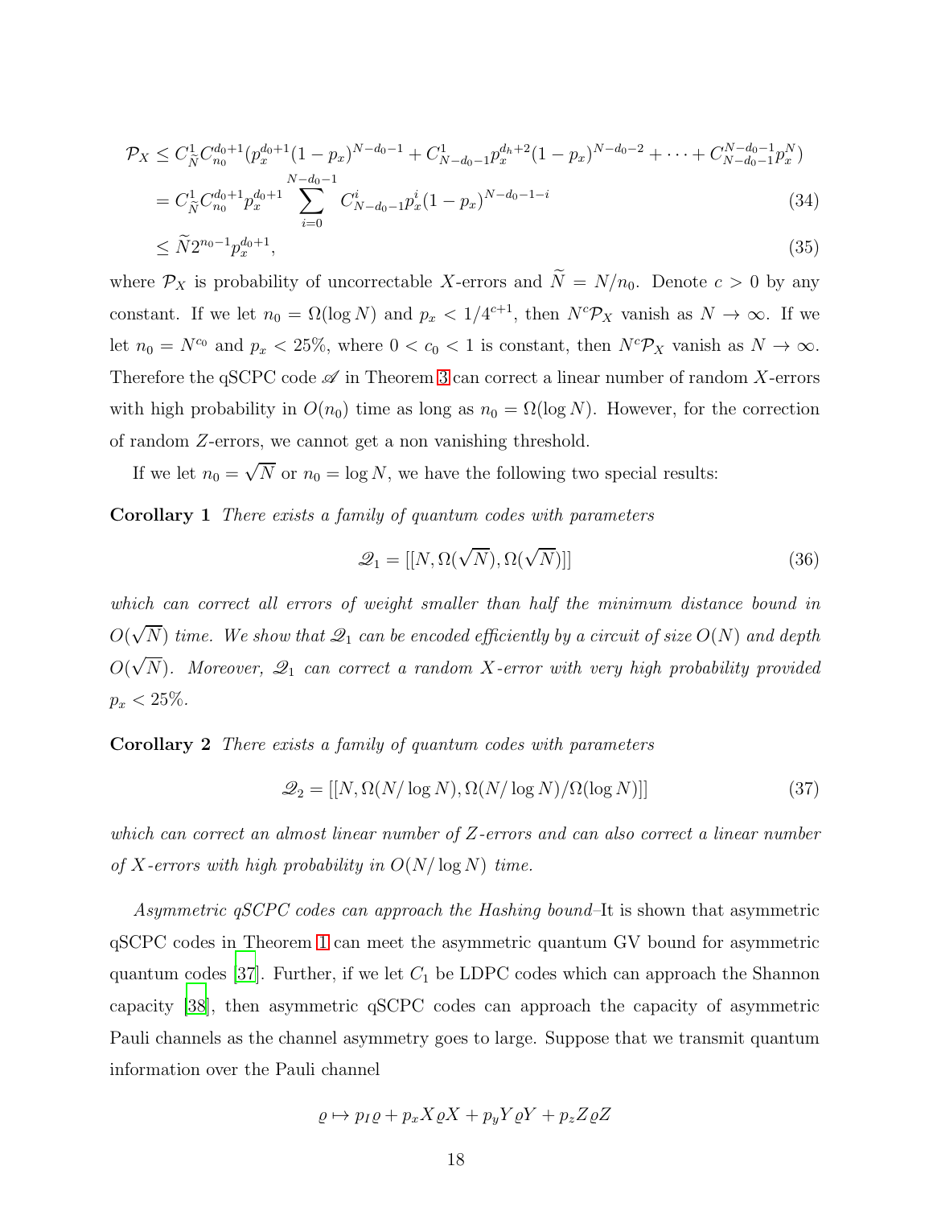$$
\begin{aligned}
\mathcal{P}_X &\leq C_{\widetilde{N}}^{1} C_{n_0}^{d_0+1}(p_x^{d_0+1}(1-p_x)^{N-d_0-1} + C_{N-d_0-1}^{1} p_x^{d_h+2}(1-p_x)^{N-d_0-2} + \cdots + C_{N-d_0-1}^{N-d_0-1} p_x^{N}) \\
&= C_{\widetilde{N}}^{1} C_{n_0}^{d_0+1} p_x^{d_0+1} \sum_{i=0}^{N-d_0-1} C_{N-d_0-1}^{i} p_x^{i}(1-p_x)^{N-d_0-1-i} \qquad (34) \\
&\leq \widetilde{N} 2^{n_0-1} p_x^{d_0+1}, \qquad (35)
\end{aligned}
$$

where $\mathcal{P}_X$ is probability of uncorrectable $X$-errors and $\widetilde{N} = N/n_0$. Denote $c > 0$ by any constant. If we let $n_0 = \Omega(\log N)$ and $p_x < 1/4^{c+1}$, then $N^c \mathcal{P}_X$ vanish as $N \to \infty$. If we let $n_0 = N^{c_0}$ and $p_x < 25\%$, where $0 < c_0 < 1$ is constant, then $N^c \mathcal{P}_X$ vanish as $N \to \infty$. Therefore the qSCPC code $\mathscr{A}$ in Theorem 3 can correct a linear number of random $X$-errors with high probability in $O(n_0)$ time as long as $n_0 = \Omega(\log N)$. However, for the correction of random $Z$-errors, we cannot get a non vanishing threshold.

If we let $n_0 = \sqrt{N}$ or $n_0 = \log N$, we have the following two special results:

**Corollary 1** *There exists a family of quantum codes with parameters*

$$
\mathscr{Q}_1 = [[N, \Omega(\sqrt{N}), \Omega(\sqrt{N})]] \qquad (36)
$$

*which can correct all errors of weight smaller than half the minimum distance bound in* $O(\sqrt{N})$ *time. We show that* $\mathscr{Q}_1$ *can be encoded efficiently by a circuit of size* $O(N)$ *and depth* $O(\sqrt{N})$*. Moreover,* $\mathscr{Q}_1$ *can correct a random* $X$*-error with very high probability provided* $p_x < 25\%$.

**Corollary 2** *There exists a family of quantum codes with parameters*

$$
\mathscr{Q}_2 = [[N, \Omega(N/\log N), \Omega(N/\log N)/\Omega(\log N)]] \qquad (37)
$$

*which can correct an almost linear number of* $Z$*-errors and can also correct a linear number of* $X$*-errors with high probability in* $O(N/\log N)$ *time.*

*Asymmetric qSCPC codes can approach the Hashing bound*–It is shown that asymmetric qSCPC codes in Theorem 1 can meet the asymmetric quantum GV bound for asymmetric quantum codes [37]. Further, if we let $C_1$ be LDPC codes which can approach the Shannon capacity [38], then asymmetric qSCPC codes can approach the capacity of asymmetric Pauli channels as the channel asymmetry goes to large. Suppose that we transmit quantum information over the Pauli channel

$$
\varrho \mapsto p_I \varrho + p_x X \varrho X + p_y Y \varrho Y + p_z Z \varrho Z
$$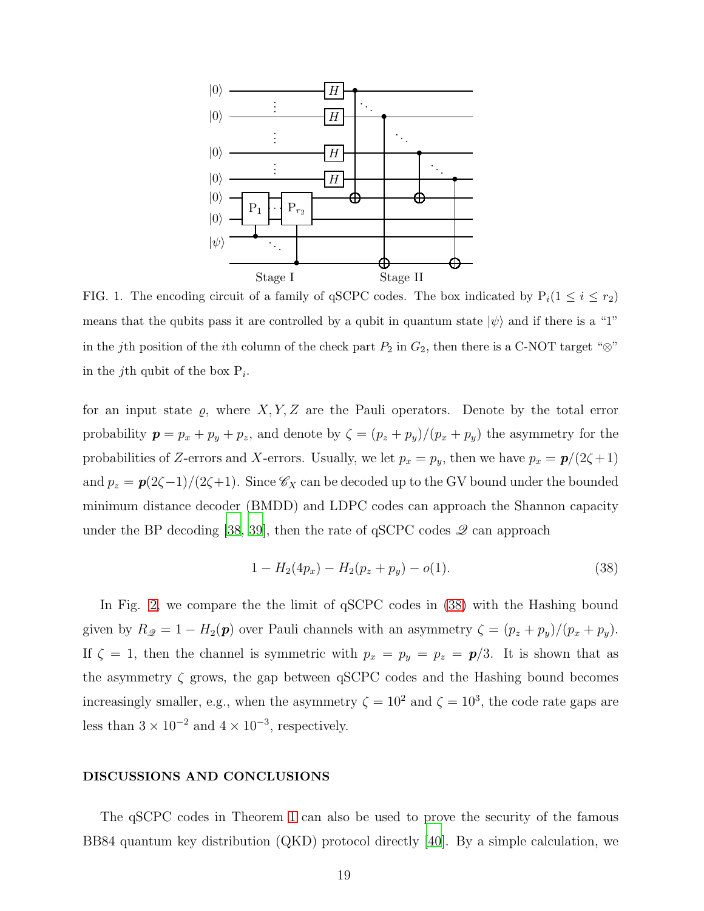FIG. 1. The encoding circuit of a family of qSCPC codes. The box indicated by $\mathrm{P}_i (1 \leq i \leq r_2)$ means that the qubits pass it are controlled by a qubit in quantum state $|\psi\rangle$ and if there is a "1" in the $j$th position of the $i$th column of the check part $P_2$ in $G_2$, then there is a C-NOT target "$\otimes$" in the $j$th qubit of the box $\mathrm{P}_i$.

for an input state $\varrho$, where $X, Y, Z$ are the Pauli operators. Denote by the total error probability $\boldsymbol{p} = p_x + p_y + p_z$, and denote by $\zeta = (p_z + p_y)/(p_x + p_y)$ the asymmetry for the probabilities of $Z$-errors and $X$-errors. Usually, we let $p_x = p_y$, then we have $p_x = \boldsymbol{p}/(2\zeta+1)$ and $p_z = \boldsymbol{p}(2\zeta-1)/(2\zeta+1)$. Since $\mathscr{C}_X$ can be decoded up to the GV bound under the bounded minimum distance decoder (BMDD) and LDPC codes can approach the Shannon capacity under the BP decoding [38, 39], then the rate of qSCPC codes $\mathscr{Q}$ can approach

$$1 - H_2(4p_x) - H_2(p_z + p_y) - o(1). \tag{38}$$

In Fig. 2, we compare the the limit of qSCPC codes in (38) with the Hashing bound given by $R_{\mathscr{Q}} = 1 - H_2(\boldsymbol{p})$ over Pauli channels with an asymmetry $\zeta = (p_z + p_y)/(p_x + p_y)$. If $\zeta = 1$, then the channel is symmetric with $p_x = p_y = p_z = \boldsymbol{p}/3$. It is shown that as the asymmetry $\zeta$ grows, the gap between qSCPC codes and the Hashing bound becomes increasingly smaller, e.g., when the asymmetry $\zeta = 10^2$ and $\zeta = 10^3$, the code rate gaps are less than $3 \times 10^{-2}$ and $4 \times 10^{-3}$, respectively.

## DISCUSSIONS AND CONCLUSIONS

The qSCPC codes in Theorem 1 can also be used to prove the security of the famous BB84 quantum key distribution (QKD) protocol directly [40]. By a simple calculation, we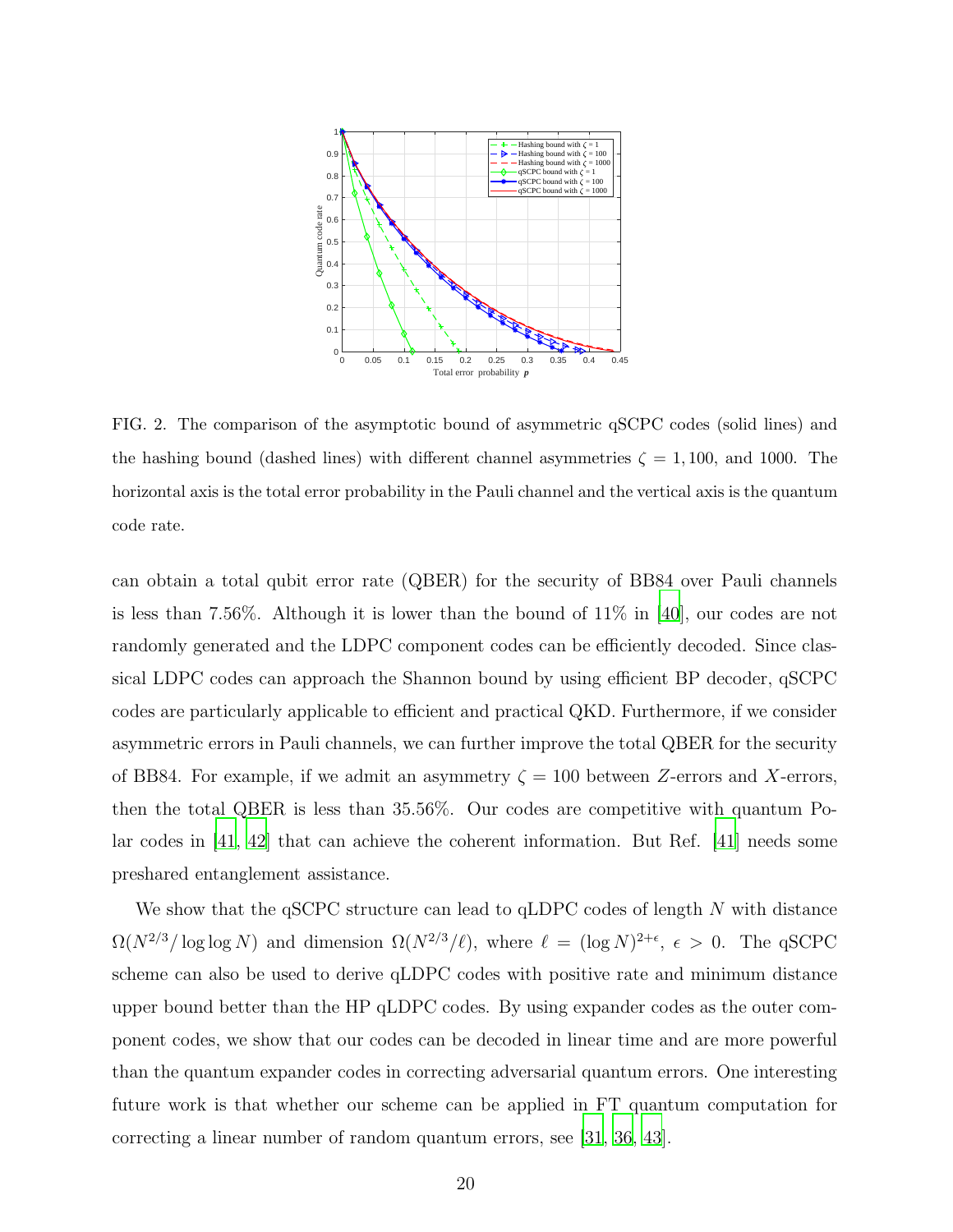FIG. 2. The comparison of the asymptotic bound of asymmetric qSCPC codes (solid lines) and the hashing bound (dashed lines) with different channel asymmetries $\zeta = 1, 100$, and $1000$. The horizontal axis is the total error probability in the Pauli channel and the vertical axis is the quantum code rate.

can obtain a total qubit error rate (QBER) for the security of BB84 over Pauli channels is less than 7.56%. Although it is lower than the bound of 11% in [40], our codes are not randomly generated and the LDPC component codes can be efficiently decoded. Since classical LDPC codes can approach the Shannon bound by using efficient BP decoder, qSCPC codes are particularly applicable to efficient and practical QKD. Furthermore, if we consider asymmetric errors in Pauli channels, we can further improve the total QBER for the security of BB84. For example, if we admit an asymmetry $\zeta = 100$ between $Z$-errors and $X$-errors, then the total QBER is less than 35.56%. Our codes are competitive with quantum Polar codes in [41, 42] that can achieve the coherent information. But Ref. [41] needs some preshared entanglement assistance.

We show that the qSCPC structure can lead to qLDPC codes of length $N$ with distance $\Omega(N^{2/3}/\log\log N)$ and dimension $\Omega(N^{2/3}/\ell)$, where $\ell = (\log N)^{2+\epsilon}$, $\epsilon > 0$. The qSCPC scheme can also be used to derive qLDPC codes with positive rate and minimum distance upper bound better than the HP qLDPC codes. By using expander codes as the outer component codes, we show that our codes can be decoded in linear time and are more powerful than the quantum expander codes in correcting adversarial quantum errors. One interesting future work is that whether our scheme can be applied in FT quantum computation for correcting a linear number of random quantum errors, see [31, 36, 43].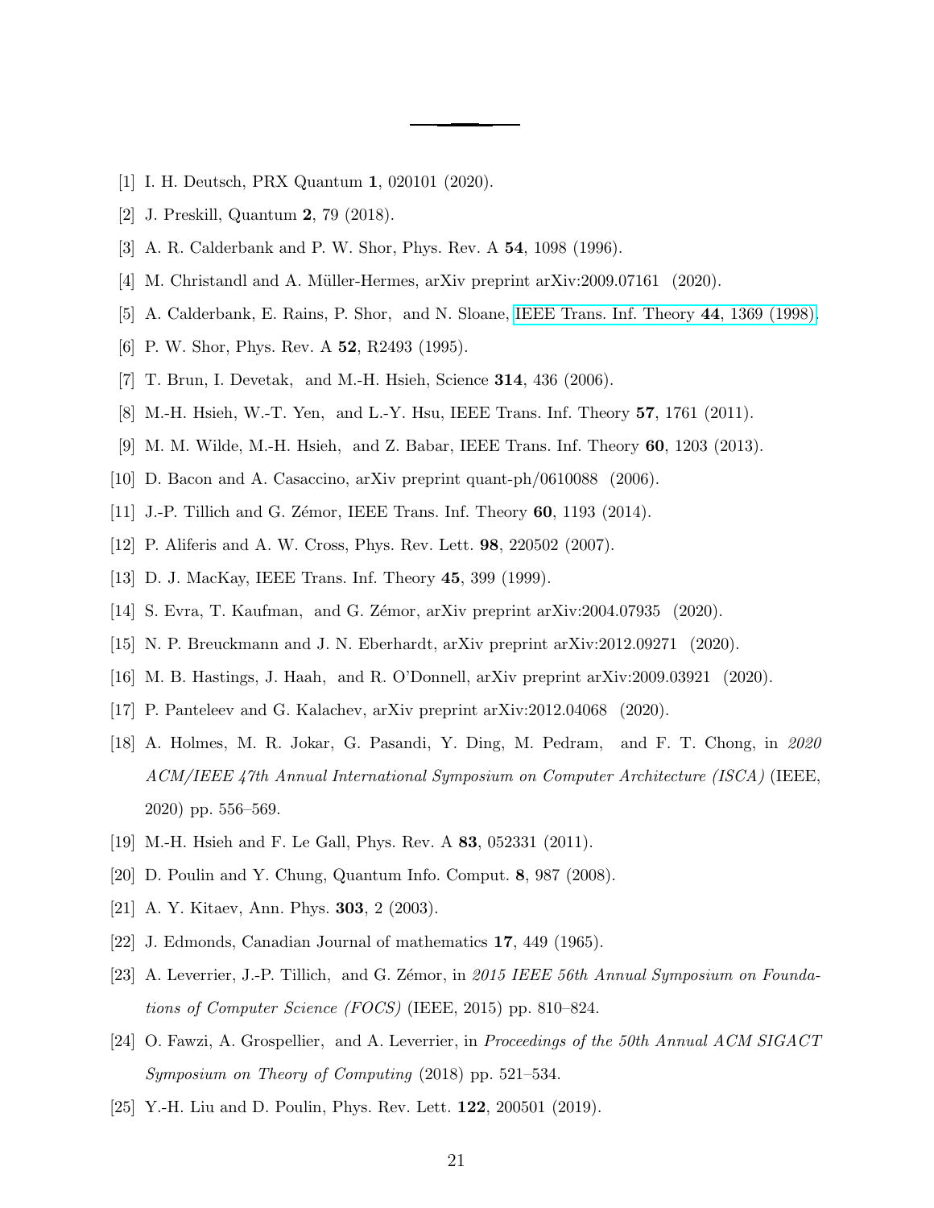[1] I. H. Deutsch, PRX Quantum **1**, 020101 (2020).

[2] J. Preskill, Quantum **2**, 79 (2018).

[3] A. R. Calderbank and P. W. Shor, Phys. Rev. A **54**, 1098 (1996).

[4] M. Christandl and A. Müller-Hermes, arXiv preprint arXiv:2009.07161 (2020).

[5] A. Calderbank, E. Rains, P. Shor, and N. Sloane, IEEE Trans. Inf. Theory **44**, 1369 (1998).

[6] P. W. Shor, Phys. Rev. A **52**, R2493 (1995).

[7] T. Brun, I. Devetak, and M.-H. Hsieh, Science **314**, 436 (2006).

[8] M.-H. Hsieh, W.-T. Yen, and L.-Y. Hsu, IEEE Trans. Inf. Theory **57**, 1761 (2011).

[9] M. M. Wilde, M.-H. Hsieh, and Z. Babar, IEEE Trans. Inf. Theory **60**, 1203 (2013).

[10] D. Bacon and A. Casaccino, arXiv preprint quant-ph/0610088 (2006).

[11] J.-P. Tillich and G. Zémor, IEEE Trans. Inf. Theory **60**, 1193 (2014).

[12] P. Aliferis and A. W. Cross, Phys. Rev. Lett. **98**, 220502 (2007).

[13] D. J. MacKay, IEEE Trans. Inf. Theory **45**, 399 (1999).

[14] S. Evra, T. Kaufman, and G. Zémor, arXiv preprint arXiv:2004.07935 (2020).

[15] N. P. Breuckmann and J. N. Eberhardt, arXiv preprint arXiv:2012.09271 (2020).

[16] M. B. Hastings, J. Haah, and R. O'Donnell, arXiv preprint arXiv:2009.03921 (2020).

[17] P. Panteleev and G. Kalachev, arXiv preprint arXiv:2012.04068 (2020).

[18] A. Holmes, M. R. Jokar, G. Pasandi, Y. Ding, M. Pedram, and F. T. Chong, in *2020 ACM/IEEE 47th Annual International Symposium on Computer Architecture (ISCA)* (IEEE, 2020) pp. 556–569.

[19] M.-H. Hsieh and F. Le Gall, Phys. Rev. A **83**, 052331 (2011).

[20] D. Poulin and Y. Chung, Quantum Info. Comput. **8**, 987 (2008).

[21] A. Y. Kitaev, Ann. Phys. **303**, 2 (2003).

[22] J. Edmonds, Canadian Journal of mathematics **17**, 449 (1965).

[23] A. Leverrier, J.-P. Tillich, and G. Zémor, in *2015 IEEE 56th Annual Symposium on Foundations of Computer Science (FOCS)* (IEEE, 2015) pp. 810–824.

[24] O. Fawzi, A. Grospellier, and A. Leverrier, in *Proceedings of the 50th Annual ACM SIGACT Symposium on Theory of Computing* (2018) pp. 521–534.

[25] Y.-H. Liu and D. Poulin, Phys. Rev. Lett. **122**, 200501 (2019).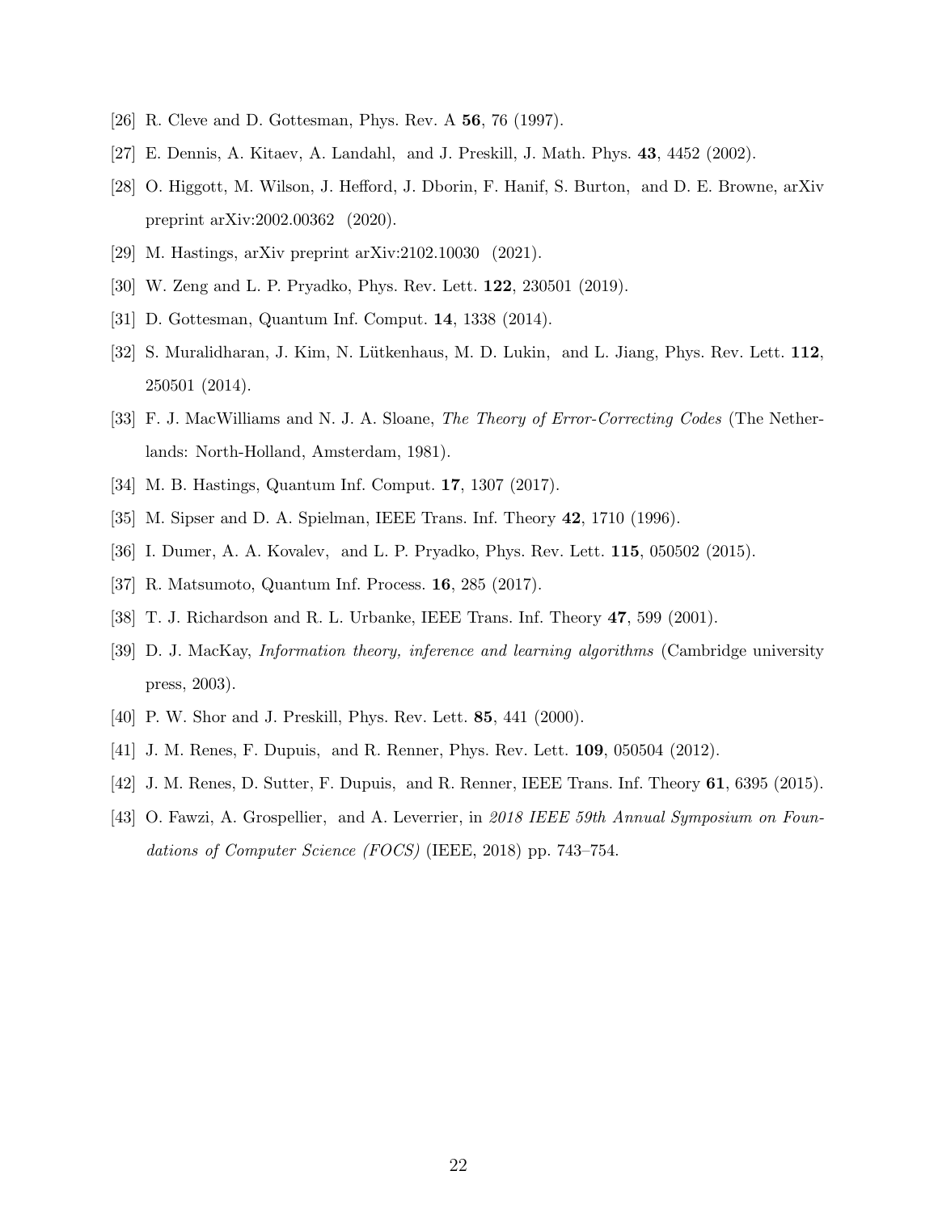[26] R. Cleve and D. Gottesman, Phys. Rev. A **56**, 76 (1997).

[27] E. Dennis, A. Kitaev, A. Landahl, and J. Preskill, J. Math. Phys. **43**, 4452 (2002).

[28] O. Higgott, M. Wilson, J. Hefford, J. Dborin, F. Hanif, S. Burton, and D. E. Browne, arXiv preprint arXiv:2002.00362 (2020).

[29] M. Hastings, arXiv preprint arXiv:2102.10030 (2021).

[30] W. Zeng and L. P. Pryadko, Phys. Rev. Lett. **122**, 230501 (2019).

[31] D. Gottesman, Quantum Inf. Comput. **14**, 1338 (2014).

[32] S. Muralidharan, J. Kim, N. Lütkenhaus, M. D. Lukin, and L. Jiang, Phys. Rev. Lett. **112**, 250501 (2014).

[33] F. J. MacWilliams and N. J. A. Sloane, *The Theory of Error-Correcting Codes* (The Netherlands: North-Holland, Amsterdam, 1981).

[34] M. B. Hastings, Quantum Inf. Comput. **17**, 1307 (2017).

[35] M. Sipser and D. A. Spielman, IEEE Trans. Inf. Theory **42**, 1710 (1996).

[36] I. Dumer, A. A. Kovalev, and L. P. Pryadko, Phys. Rev. Lett. **115**, 050502 (2015).

[37] R. Matsumoto, Quantum Inf. Process. **16**, 285 (2017).

[38] T. J. Richardson and R. L. Urbanke, IEEE Trans. Inf. Theory **47**, 599 (2001).

[39] D. J. MacKay, *Information theory, inference and learning algorithms* (Cambridge university press, 2003).

[40] P. W. Shor and J. Preskill, Phys. Rev. Lett. **85**, 441 (2000).

[41] J. M. Renes, F. Dupuis, and R. Renner, Phys. Rev. Lett. **109**, 050504 (2012).

[42] J. M. Renes, D. Sutter, F. Dupuis, and R. Renner, IEEE Trans. Inf. Theory **61**, 6395 (2015).

[43] O. Fawzi, A. Grospellier, and A. Leverrier, in *2018 IEEE 59th Annual Symposium on Foundations of Computer Science (FOCS)* (IEEE, 2018) pp. 743–754.